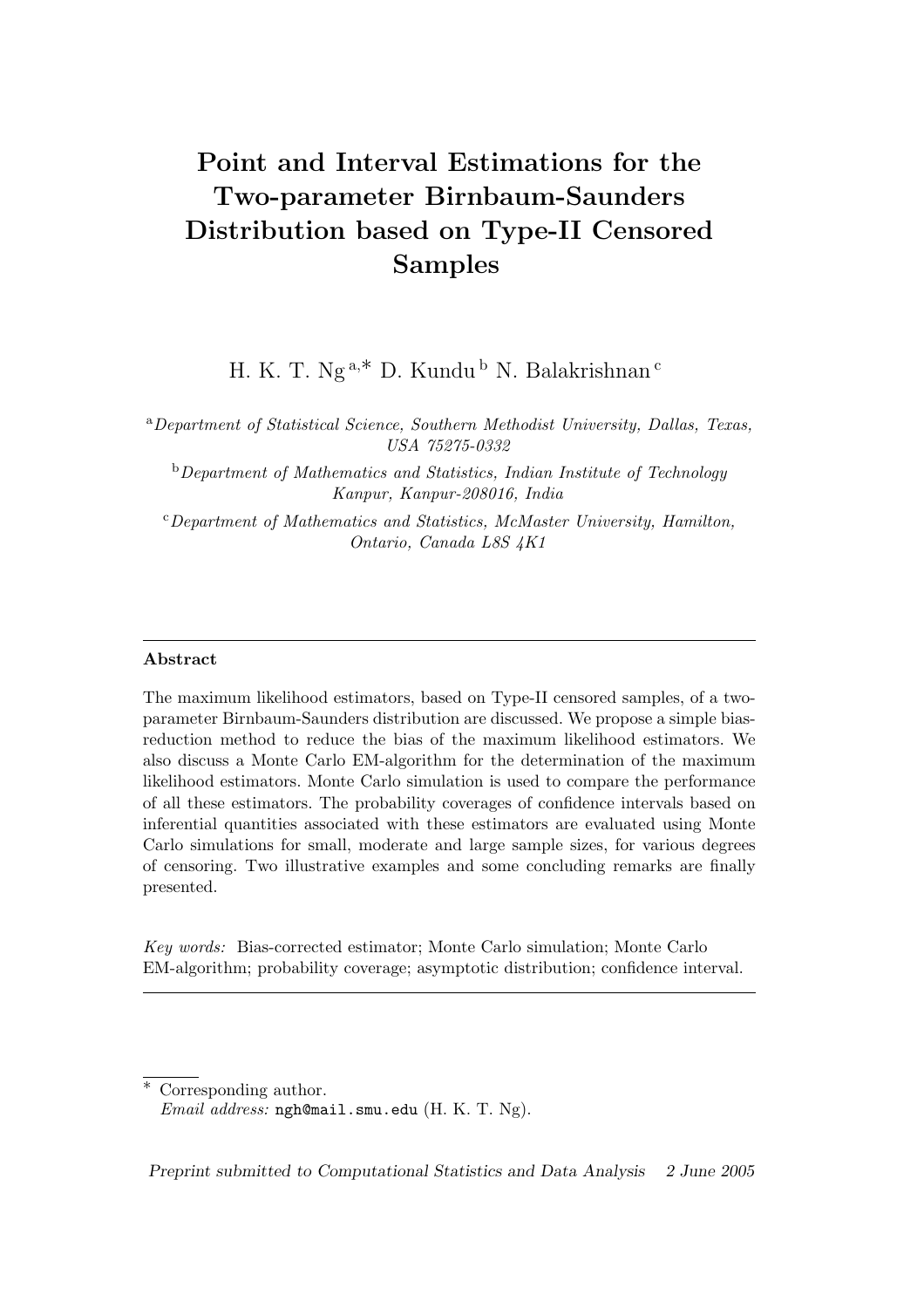# Point and Interval Estimations for the Two-parameter Birnbaum-Saunders Distribution based on Type-II Censored Samples

H. K. T. Ng [a,*] D. Kundu [b] N. Balakrishnan [c]

[a] *Department of Statistical Science, Southern Methodist University, Dallas, Texas, USA 75275-0332*

[b] *Department of Mathematics and Statistics, Indian Institute of Technology Kanpur, Kanpur-208016, India*

[c] *Department of Mathematics and Statistics, McMaster University, Hamilton, Ontario, Canada L8S 4K1*

---

**Abstract**

The maximum likelihood estimators, based on Type-II censored samples, of a two-parameter Birnbaum-Saunders distribution are discussed. We propose a simple bias-reduction method to reduce the bias of the maximum likelihood estimators. We also discuss a Monte Carlo EM-algorithm for the determination of the maximum likelihood estimators. Monte Carlo simulation is used to compare the performance of all these estimators. The probability coverages of confidence intervals based on inferential quantities associated with these estimators are evaluated using Monte Carlo simulations for small, moderate and large sample sizes, for various degrees of censoring. Two illustrative examples and some concluding remarks are finally presented.

*Key words:* Bias-corrected estimator; Monte Carlo simulation; Monte Carlo EM-algorithm; probability coverage; asymptotic distribution; confidence interval.

---

\* Corresponding author.
*Email address:* ngh@mail.smu.edu (H. K. T. Ng).

*Preprint submitted to Computational Statistics and Data Analysis 2 June 2005*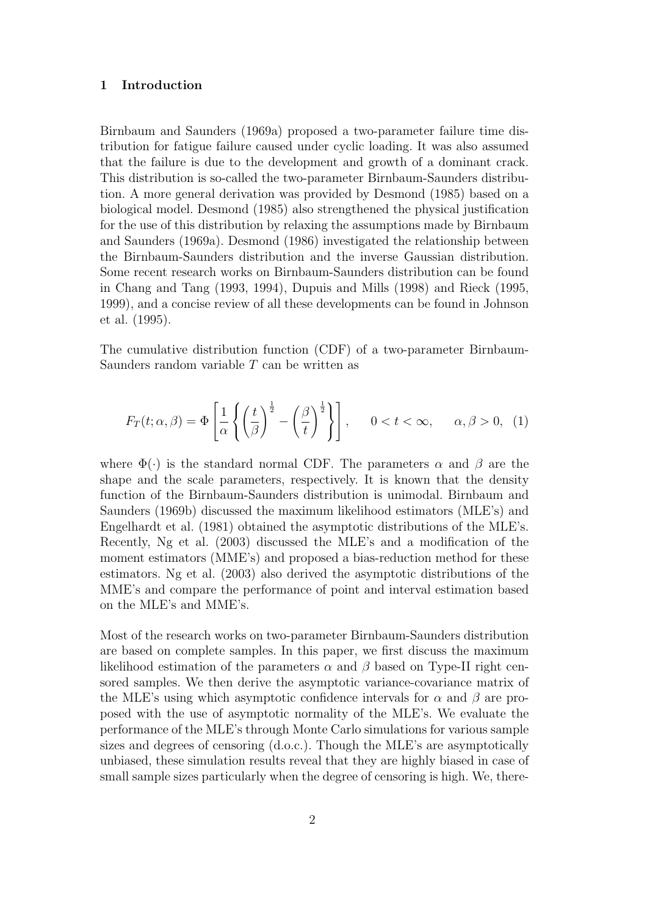## 1 Introduction

Birnbaum and Saunders (1969a) proposed a two-parameter failure time distribution for fatigue failure caused under cyclic loading. It was also assumed that the failure is due to the development and growth of a dominant crack. This distribution is so-called the two-parameter Birnbaum-Saunders distribution. A more general derivation was provided by Desmond (1985) based on a biological model. Desmond (1985) also strengthened the physical justification for the use of this distribution by relaxing the assumptions made by Birnbaum and Saunders (1969a). Desmond (1986) investigated the relationship between the Birnbaum-Saunders distribution and the inverse Gaussian distribution. Some recent research works on Birnbaum-Saunders distribution can be found in Chang and Tang (1993, 1994), Dupuis and Mills (1998) and Rieck (1995, 1999), and a concise review of all these developments can be found in Johnson et al. (1995).

The cumulative distribution function (CDF) of a two-parameter Birnbaum-Saunders random variable $T$ can be written as

$$F_T(t;\alpha,\beta) = \Phi\left[\frac{1}{\alpha}\left\{\left(\frac{t}{\beta}\right)^{\frac{1}{2}} - \left(\frac{\beta}{t}\right)^{\frac{1}{2}}\right\}\right], \qquad 0 < t < \infty, \qquad \alpha, \beta > 0, \quad (1)$$

where $\Phi(\cdot)$ is the standard normal CDF. The parameters $\alpha$ and $\beta$ are the shape and the scale parameters, respectively. It is known that the density function of the Birnbaum-Saunders distribution is unimodal. Birnbaum and Saunders (1969b) discussed the maximum likelihood estimators (MLE's) and Engelhardt et al. (1981) obtained the asymptotic distributions of the MLE's. Recently, Ng et al. (2003) discussed the MLE's and a modification of the moment estimators (MME's) and proposed a bias-reduction method for these estimators. Ng et al. (2003) also derived the asymptotic distributions of the MME's and compare the performance of point and interval estimation based on the MLE's and MME's.

Most of the research works on two-parameter Birnbaum-Saunders distribution are based on complete samples. In this paper, we first discuss the maximum likelihood estimation of the parameters $\alpha$ and $\beta$ based on Type-II right censored samples. We then derive the asymptotic variance-covariance matrix of the MLE's using which asymptotic confidence intervals for $\alpha$ and $\beta$ are proposed with the use of asymptotic normality of the MLE's. We evaluate the performance of the MLE's through Monte Carlo simulations for various sample sizes and degrees of censoring (d.o.c.). Though the MLE's are asymptotically unbiased, these simulation results reveal that they are highly biased in case of small sample sizes particularly when the degree of censoring is high. We, there-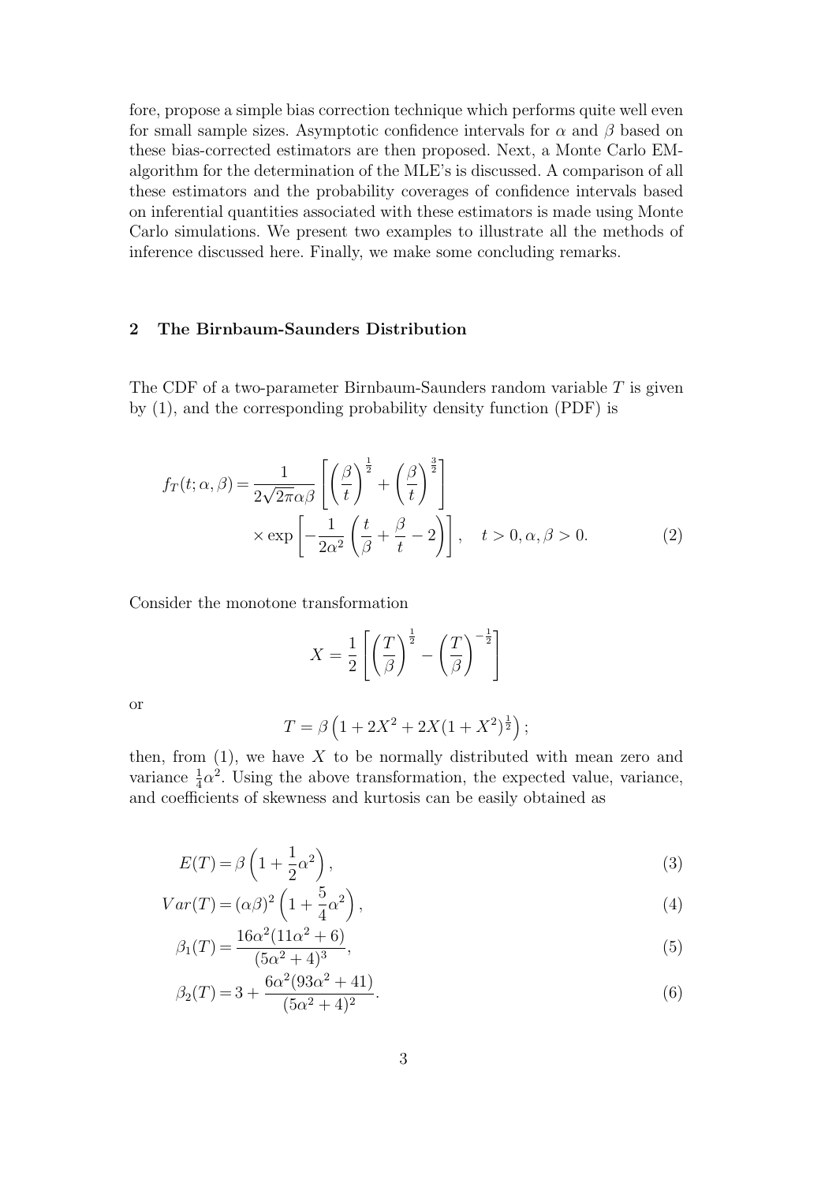fore, propose a simple bias correction technique which performs quite well even for small sample sizes. Asymptotic confidence intervals for $\alpha$ and $\beta$ based on these bias-corrected estimators are then proposed. Next, a Monte Carlo EM-algorithm for the determination of the MLE's is discussed. A comparison of all these estimators and the probability coverages of confidence intervals based on inferential quantities associated with these estimators is made using Monte Carlo simulations. We present two examples to illustrate all the methods of inference discussed here. Finally, we make some concluding remarks.

## 2 The Birnbaum-Saunders Distribution

The CDF of a two-parameter Birnbaum-Saunders random variable $T$ is given by (1), and the corresponding probability density function (PDF) is

$$f_T(t;\alpha,\beta) = \frac{1}{2\sqrt{2\pi}\alpha\beta}\left[\left(\frac{\beta}{t}\right)^{\frac{1}{2}} + \left(\frac{\beta}{t}\right)^{\frac{3}{2}}\right] \times \exp\left[-\frac{1}{2\alpha^2}\left(\frac{t}{\beta} + \frac{\beta}{t} - 2\right)\right], \quad t > 0, \alpha, \beta > 0. \tag{2}$$

Consider the monotone transformation

$$X = \frac{1}{2}\left[\left(\frac{T}{\beta}\right)^{\frac{1}{2}} - \left(\frac{T}{\beta}\right)^{-\frac{1}{2}}\right]$$

or

$$T = \beta\left(1 + 2X^2 + 2X(1+X^2)^{\frac{1}{2}}\right);$$

then, from (1), we have $X$ to be normally distributed with mean zero and variance $\frac{1}{4}\alpha^2$. Using the above transformation, the expected value, variance, and coefficients of skewness and kurtosis can be easily obtained as

$$E(T) = \beta\left(1 + \frac{1}{2}\alpha^2\right), \tag{3}$$

$$Var(T) = (\alpha\beta)^2\left(1 + \frac{5}{4}\alpha^2\right), \tag{4}$$

$$\beta_1(T) = \frac{16\alpha^2(11\alpha^2+6)}{(5\alpha^2+4)^3}, \tag{5}$$

$$\beta_2(T) = 3 + \frac{6\alpha^2(93\alpha^2+41)}{(5\alpha^2+4)^2}. \tag{6}$$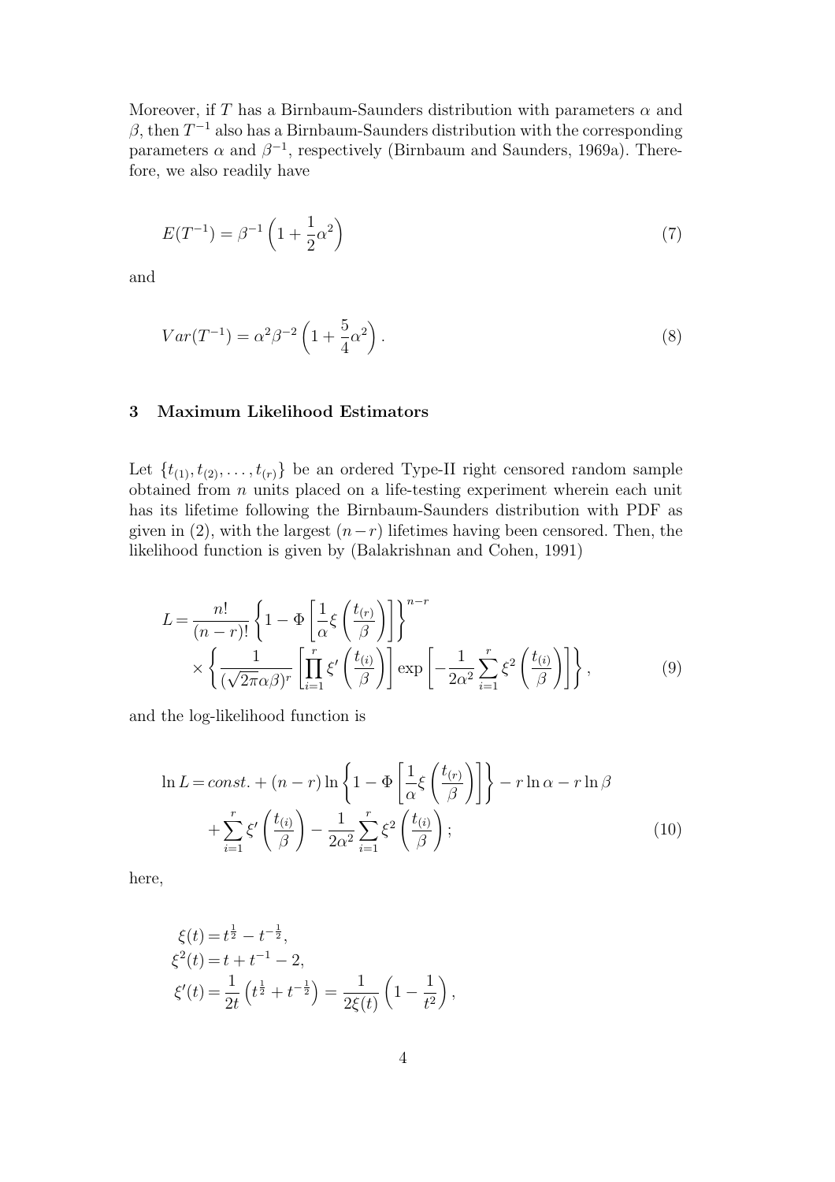Moreover, if $T$ has a Birnbaum-Saunders distribution with parameters $\alpha$ and $\beta$, then $T^{-1}$ also has a Birnbaum-Saunders distribution with the corresponding parameters $\alpha$ and $\beta^{-1}$, respectively (Birnbaum and Saunders, 1969a). Therefore, we also readily have

$$E(T^{-1}) = \beta^{-1}\left(1 + \frac{1}{2}\alpha^2\right) \tag{7}$$

and

$$Var(T^{-1}) = \alpha^2\beta^{-2}\left(1 + \frac{5}{4}\alpha^2\right). \tag{8}$$

## 3 Maximum Likelihood Estimators

Let $\{t_{(1)}, t_{(2)}, \ldots, t_{(r)}\}$ be an ordered Type-II right censored random sample obtained from $n$ units placed on a life-testing experiment wherein each unit has its lifetime following the Birnbaum-Saunders distribution with PDF as given in (2), with the largest $(n-r)$ lifetimes having been censored. Then, the likelihood function is given by (Balakrishnan and Cohen, 1991)

$$\begin{aligned} L = &\frac{n!}{(n-r)!}\left\{1 - \Phi\left[\frac{1}{\alpha}\xi\left(\frac{t_{(r)}}{\beta}\right)\right]\right\}^{n-r} \\ &\times \left\{\frac{1}{(\sqrt{2\pi}\alpha\beta)^r}\left[\prod_{i=1}^{r}\xi'\left(\frac{t_{(i)}}{\beta}\right)\right]\exp\left[-\frac{1}{2\alpha^2}\sum_{i=1}^{r}\xi^2\left(\frac{t_{(i)}}{\beta}\right)\right]\right\}, \end{aligned} \tag{9}$$

and the log-likelihood function is

$$\begin{aligned} \ln L = &\, const. + (n-r)\ln\left\{1 - \Phi\left[\frac{1}{\alpha}\xi\left(\frac{t_{(r)}}{\beta}\right)\right]\right\} - r\ln\alpha - r\ln\beta \\ &+ \sum_{i=1}^{r}\xi'\left(\frac{t_{(i)}}{\beta}\right) - \frac{1}{2\alpha^2}\sum_{i=1}^{r}\xi^2\left(\frac{t_{(i)}}{\beta}\right); \end{aligned} \tag{10}$$

here,

$$\begin{aligned} \xi(t) &= t^{\frac{1}{2}} - t^{-\frac{1}{2}}, \\ \xi^2(t) &= t + t^{-1} - 2, \\ \xi'(t) &= \frac{1}{2t}\left(t^{\frac{1}{2}} + t^{-\frac{1}{2}}\right) = \frac{1}{2\xi(t)}\left(1 - \frac{1}{t^2}\right), \end{aligned}$$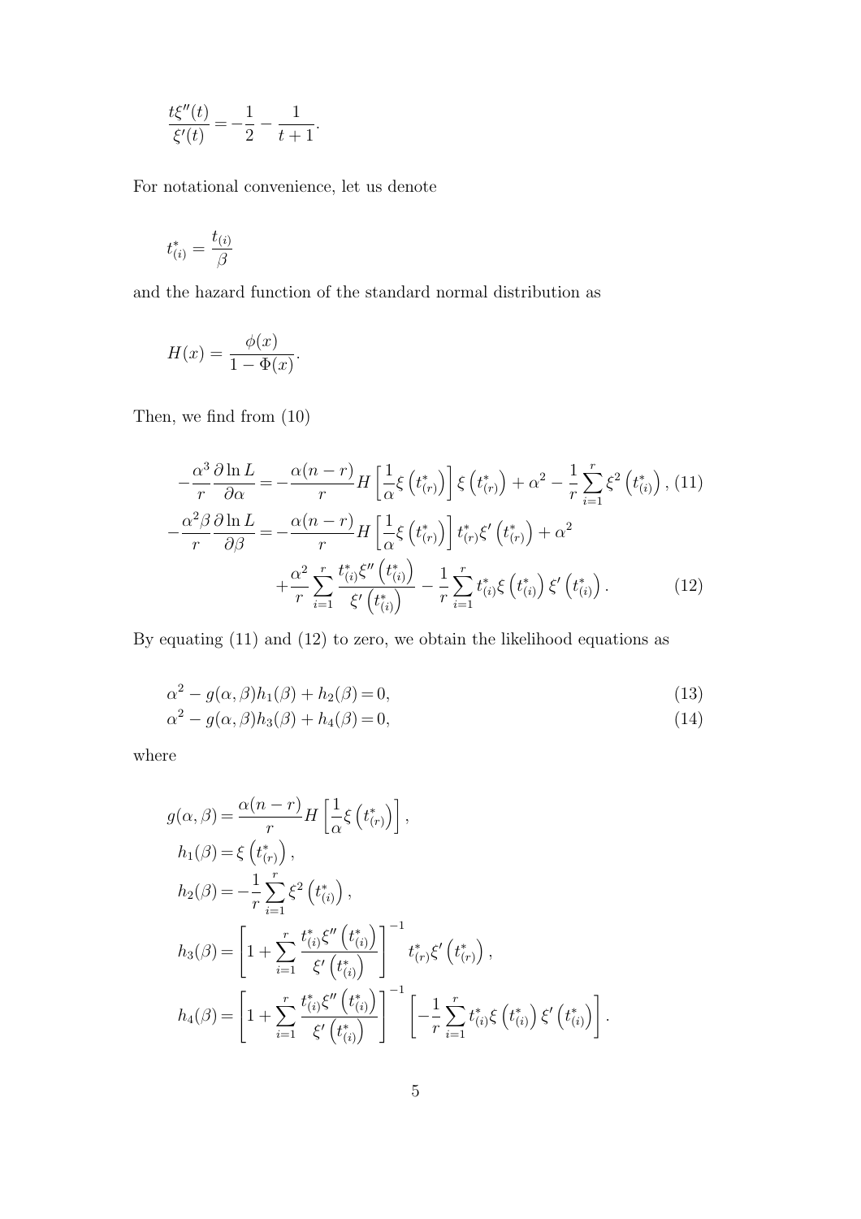$$\frac{t\xi''(t)}{\xi'(t)} = -\frac{1}{2} - \frac{1}{t+1}.$$

For notational convenience, let us denote

$$t^*_{(i)} = \frac{t_{(i)}}{\beta}$$

and the hazard function of the standard normal distribution as

$$H(x) = \frac{\phi(x)}{1-\Phi(x)}.$$

Then, we find from (10)

$$-\frac{\alpha^3}{r}\frac{\partial \ln L}{\partial \alpha} = -\frac{\alpha(n-r)}{r} H\left[\frac{1}{\alpha}\xi\left(t^*_{(r)}\right)\right]\xi\left(t^*_{(r)}\right) + \alpha^2 - \frac{1}{r}\sum_{i=1}^{r}\xi^2\left(t^*_{(i)}\right), \quad (11)$$

$$-\frac{\alpha^2\beta}{r}\frac{\partial \ln L}{\partial \beta} = -\frac{\alpha(n-r)}{r} H\left[\frac{1}{\alpha}\xi\left(t^*_{(r)}\right)\right] t^*_{(r)}\xi'\left(t^*_{(r)}\right) + \alpha^2 + \frac{\alpha^2}{r}\sum_{i=1}^{r}\frac{t^*_{(i)}\xi''\left(t^*_{(i)}\right)}{\xi'\left(t^*_{(i)}\right)} - \frac{1}{r}\sum_{i=1}^{r} t^*_{(i)}\xi\left(t^*_{(i)}\right)\xi'\left(t^*_{(i)}\right). \quad (12)$$

By equating (11) and (12) to zero, we obtain the likelihood equations as

$$\alpha^2 - g(\alpha,\beta)h_1(\beta) + h_2(\beta) = 0, \quad (13)$$

$$\alpha^2 - g(\alpha,\beta)h_3(\beta) + h_4(\beta) = 0, \quad (14)$$

where

$$g(\alpha,\beta) = \frac{\alpha(n-r)}{r} H\left[\frac{1}{\alpha}\xi\left(t^*_{(r)}\right)\right],$$

$$h_1(\beta) = \xi\left(t^*_{(r)}\right),$$

$$h_2(\beta) = -\frac{1}{r}\sum_{i=1}^{r}\xi^2\left(t^*_{(i)}\right),$$

$$h_3(\beta) = \left[1 + \sum_{i=1}^{r}\frac{t^*_{(i)}\xi''\left(t^*_{(i)}\right)}{\xi'\left(t^*_{(i)}\right)}\right]^{-1} t^*_{(r)}\xi'\left(t^*_{(r)}\right),$$

$$h_4(\beta) = \left[1 + \sum_{i=1}^{r}\frac{t^*_{(i)}\xi''\left(t^*_{(i)}\right)}{\xi'\left(t^*_{(i)}\right)}\right]^{-1}\left[-\frac{1}{r}\sum_{i=1}^{r} t^*_{(i)}\xi\left(t^*_{(i)}\right)\xi'\left(t^*_{(i)}\right)\right].$$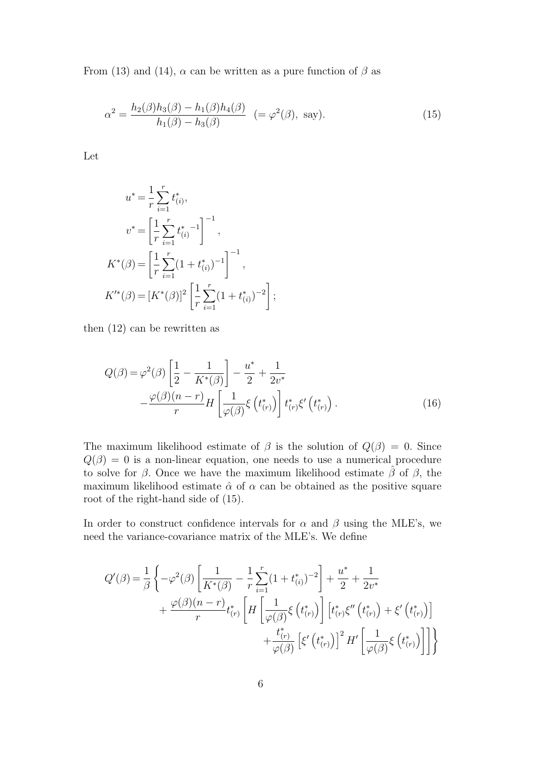From (13) and (14), $\alpha$ can be written as a pure function of $\beta$ as

$$\alpha^2 = \frac{h_2(\beta)h_3(\beta) - h_1(\beta)h_4(\beta)}{h_1(\beta) - h_3(\beta)} \quad (= \varphi^2(\beta), \text{ say}). \tag{15}$$

Let

$$\begin{aligned}
u^* &= \frac{1}{r}\sum_{i=1}^{r} t^*_{(i)}, \\
v^* &= \left[\frac{1}{r}\sum_{i=1}^{r} {t^*_{(i)}}^{-1}\right]^{-1}, \\
K^*(\beta) &= \left[\frac{1}{r}\sum_{i=1}^{r}(1+t^*_{(i)})^{-1}\right]^{-1}, \\
K'^*(\beta) &= [K^*(\beta)]^2\left[\frac{1}{r}\sum_{i=1}^{r}(1+t^*_{(i)})^{-2}\right];
\end{aligned}$$

then (12) can be rewritten as

$$\begin{aligned}
Q(\beta) = \varphi^2(\beta)\left[\frac{1}{2} - \frac{1}{K^*(\beta)}\right] - \frac{u^*}{2} + \frac{1}{2v^*} \\
-\frac{\varphi(\beta)(n-r)}{r} H\left[\frac{1}{\varphi(\beta)}\xi\left(t^*_{(r)}\right)\right] t^*_{(r)}\xi'\left(t^*_{(r)}\right).
\end{aligned} \tag{16}$$

The maximum likelihood estimate of $\beta$ is the solution of $Q(\beta) = 0$. Since $Q(\beta) = 0$ is a non-linear equation, one needs to use a numerical procedure to solve for $\beta$. Once we have the maximum likelihood estimate $\hat{\beta}$ of $\beta$, the maximum likelihood estimate $\hat{\alpha}$ of $\alpha$ can be obtained as the positive square root of the right-hand side of (15).

In order to construct confidence intervals for $\alpha$ and $\beta$ using the MLE's, we need the variance-covariance matrix of the MLE's. We define

$$\begin{aligned}
Q'(\beta) = \frac{1}{\beta}\Bigg\{ -\varphi^2(\beta)\left[\frac{1}{K^*(\beta)} - \frac{1}{r}\sum_{i=1}^{r}(1+t^*_{(i)})^{-2}\right] + \frac{u^*}{2} + \frac{1}{2v^*} \\
+ \frac{\varphi(\beta)(n-r)}{r} t^*_{(r)} \Bigg[ H\left[\frac{1}{\varphi(\beta)}\xi\left(t^*_{(r)}\right)\right]\left[t^*_{(r)}\xi''\left(t^*_{(r)}\right) + \xi'\left(t^*_{(r)}\right)\right] \\
+ \frac{t^*_{(r)}}{\varphi(\beta)}\left[\xi'\left(t^*_{(r)}\right)\right]^2 H'\left[\frac{1}{\varphi(\beta)}\xi\left(t^*_{(r)}\right)\right]\Bigg]\Bigg\}
\end{aligned}$$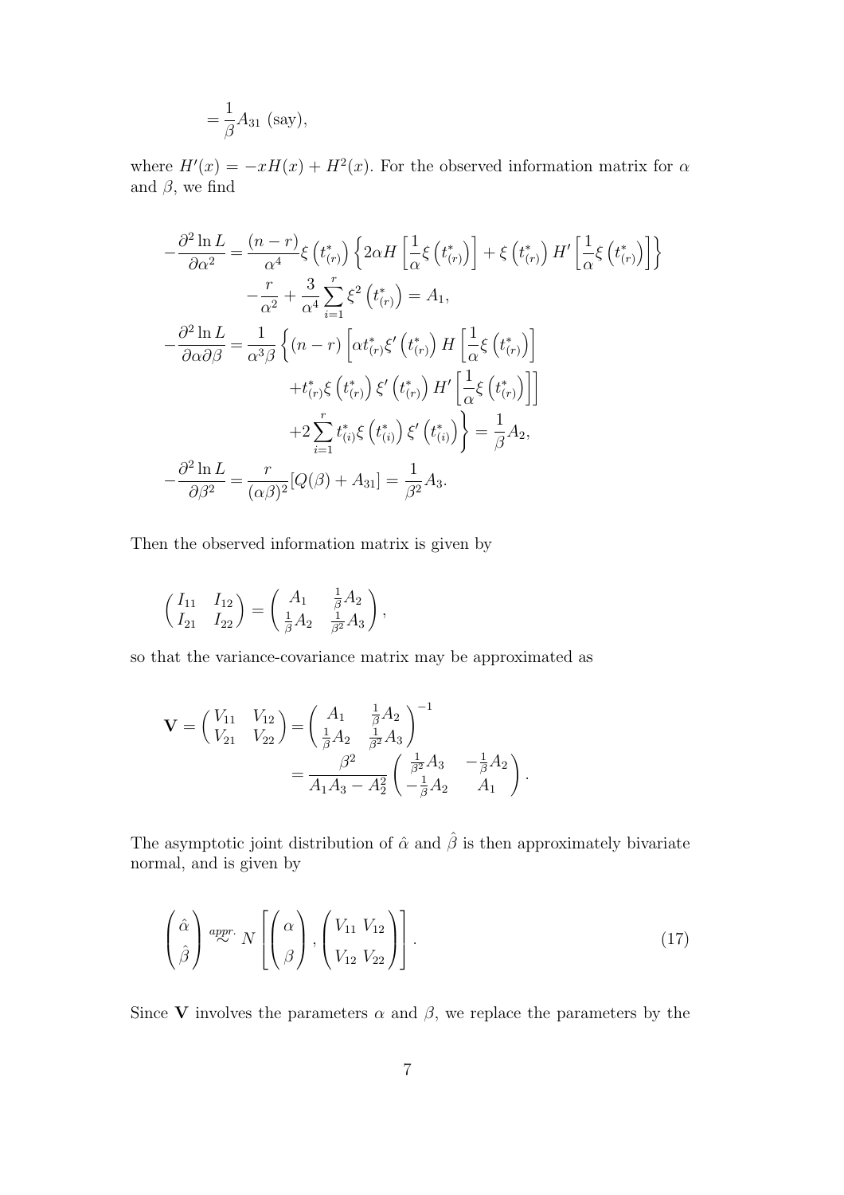$$= \frac{1}{\beta} A_{31} \text{ (say)},$$

where $H'(x) = -xH(x) + H^2(x)$. For the observed information matrix for $\alpha$ and $\beta$, we find

$$\begin{aligned}
-\frac{\partial^2 \ln L}{\partial \alpha^2} &= \frac{(n-r)}{\alpha^4} \xi\left(t^*_{(r)}\right) \left\{ 2\alpha H\left[\frac{1}{\alpha}\xi\left(t^*_{(r)}\right)\right] + \xi\left(t^*_{(r)}\right) H'\left[\frac{1}{\alpha}\xi\left(t^*_{(r)}\right)\right] \right\} \\
&\quad - \frac{r}{\alpha^2} + \frac{3}{\alpha^4} \sum_{i=1}^{r} \xi^2\left(t^*_{(r)}\right) = A_1, \\
-\frac{\partial^2 \ln L}{\partial \alpha \partial \beta} &= \frac{1}{\alpha^3 \beta} \left\{ (n-r) \left[ \alpha t^*_{(r)} \xi'\left(t^*_{(r)}\right) H\left[\frac{1}{\alpha}\xi\left(t^*_{(r)}\right)\right] \right. \right. \\
&\quad \left. + t^*_{(r)} \xi\left(t^*_{(r)}\right) \xi'\left(t^*_{(r)}\right) H'\left[\frac{1}{\alpha}\xi\left(t^*_{(r)}\right)\right] \right] \\
&\quad \left. + 2 \sum_{i=1}^{r} t^*_{(i)} \xi\left(t^*_{(i)}\right) \xi'\left(t^*_{(i)}\right) \right\} = \frac{1}{\beta} A_2, \\
-\frac{\partial^2 \ln L}{\partial \beta^2} &= \frac{r}{(\alpha\beta)^2} [Q(\beta) + A_{31}] = \frac{1}{\beta^2} A_3.
\end{aligned}$$

Then the observed information matrix is given by

$$\begin{pmatrix} I_{11} & I_{12} \\ I_{21} & I_{22} \end{pmatrix} = \begin{pmatrix} A_1 & \frac{1}{\beta} A_2 \\ \frac{1}{\beta} A_2 & \frac{1}{\beta^2} A_3 \end{pmatrix},$$

so that the variance-covariance matrix may be approximated as

$$\begin{aligned}
\mathbf{V} = \begin{pmatrix} V_{11} & V_{12} \\ V_{21} & V_{22} \end{pmatrix} &= \begin{pmatrix} A_1 & \frac{1}{\beta} A_2 \\ \frac{1}{\beta} A_2 & \frac{1}{\beta^2} A_3 \end{pmatrix}^{-1} \\
&= \frac{\beta^2}{A_1 A_3 - A_2^2} \begin{pmatrix} \frac{1}{\beta^2} A_3 & -\frac{1}{\beta} A_2 \\ -\frac{1}{\beta} A_2 & A_1 \end{pmatrix}.
\end{aligned}$$

The asymptotic joint distribution of $\hat{\alpha}$ and $\hat{\beta}$ is then approximately bivariate normal, and is given by

$$\begin{pmatrix} \hat{\alpha} \\ \hat{\beta} \end{pmatrix} \overset{appr.}{\sim} N\left[ \begin{pmatrix} \alpha \\ \beta \end{pmatrix}, \begin{pmatrix} V_{11} \; V_{12} \\ V_{12} \; V_{22} \end{pmatrix} \right]. \tag{17}$$

Since $\mathbf{V}$ involves the parameters $\alpha$ and $\beta$, we replace the parameters by the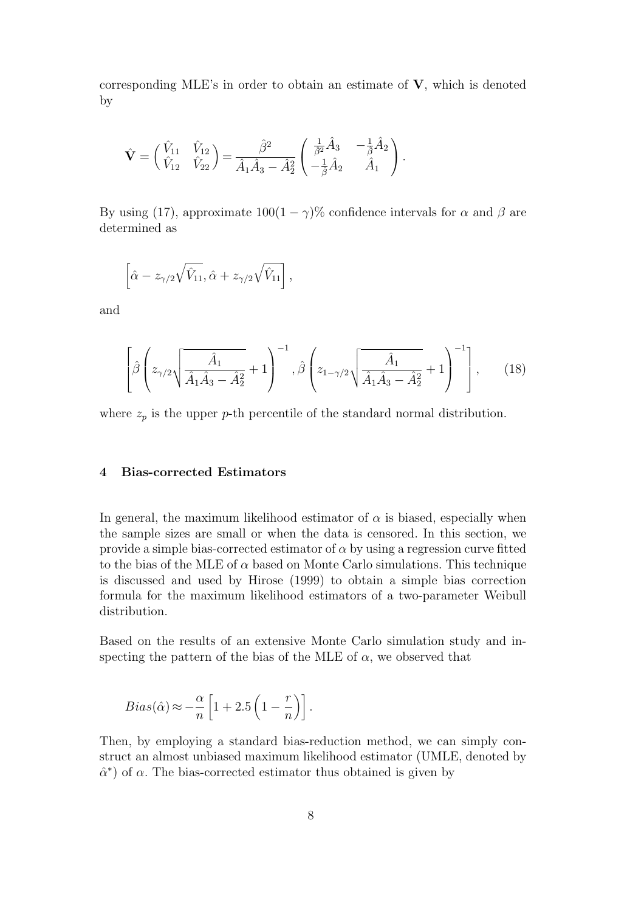corresponding MLE's in order to obtain an estimate of $\mathbf{V}$, which is denoted by

$$\hat{\mathbf{V}} = \begin{pmatrix} \hat{V}_{11} & \hat{V}_{12} \\ \hat{V}_{12} & \hat{V}_{22} \end{pmatrix} = \frac{\hat{\beta}^2}{\hat{A}_1\hat{A}_3 - \hat{A}_2^2} \begin{pmatrix} \frac{1}{\hat{\beta}^2}\hat{A}_3 & -\frac{1}{\hat{\beta}}\hat{A}_2 \\ -\frac{1}{\hat{\beta}}\hat{A}_2 & \hat{A}_1 \end{pmatrix}.$$

By using (17), approximate $100(1-\gamma)\%$ confidence intervals for $\alpha$ and $\beta$ are determined as

$$\left[\hat{\alpha} - z_{\gamma/2}\sqrt{\hat{V}_{11}}, \hat{\alpha} + z_{\gamma/2}\sqrt{\hat{V}_{11}}\right],$$

and

$$\left[\hat{\beta}\left(z_{\gamma/2}\sqrt{\frac{\hat{A}_1}{\hat{A}_1\hat{A}_3 - \hat{A}_2^2}} + 1\right)^{-1}, \hat{\beta}\left(z_{1-\gamma/2}\sqrt{\frac{\hat{A}_1}{\hat{A}_1\hat{A}_3 - \hat{A}_2^2}} + 1\right)^{-1}\right], \qquad (18)$$

where $z_p$ is the upper $p$-th percentile of the standard normal distribution.

## 4 Bias-corrected Estimators

In general, the maximum likelihood estimator of $\alpha$ is biased, especially when the sample sizes are small or when the data is censored. In this section, we provide a simple bias-corrected estimator of $\alpha$ by using a regression curve fitted to the bias of the MLE of $\alpha$ based on Monte Carlo simulations. This technique is discussed and used by Hirose (1999) to obtain a simple bias correction formula for the maximum likelihood estimators of a two-parameter Weibull distribution.

Based on the results of an extensive Monte Carlo simulation study and inspecting the pattern of the bias of the MLE of $\alpha$, we observed that

$$Bias(\hat{\alpha}) \approx -\frac{\alpha}{n}\left[1 + 2.5\left(1 - \frac{r}{n}\right)\right].$$

Then, by employing a standard bias-reduction method, we can simply construct an almost unbiased maximum likelihood estimator (UMLE, denoted by $\hat{\alpha}^*$) of $\alpha$. The bias-corrected estimator thus obtained is given by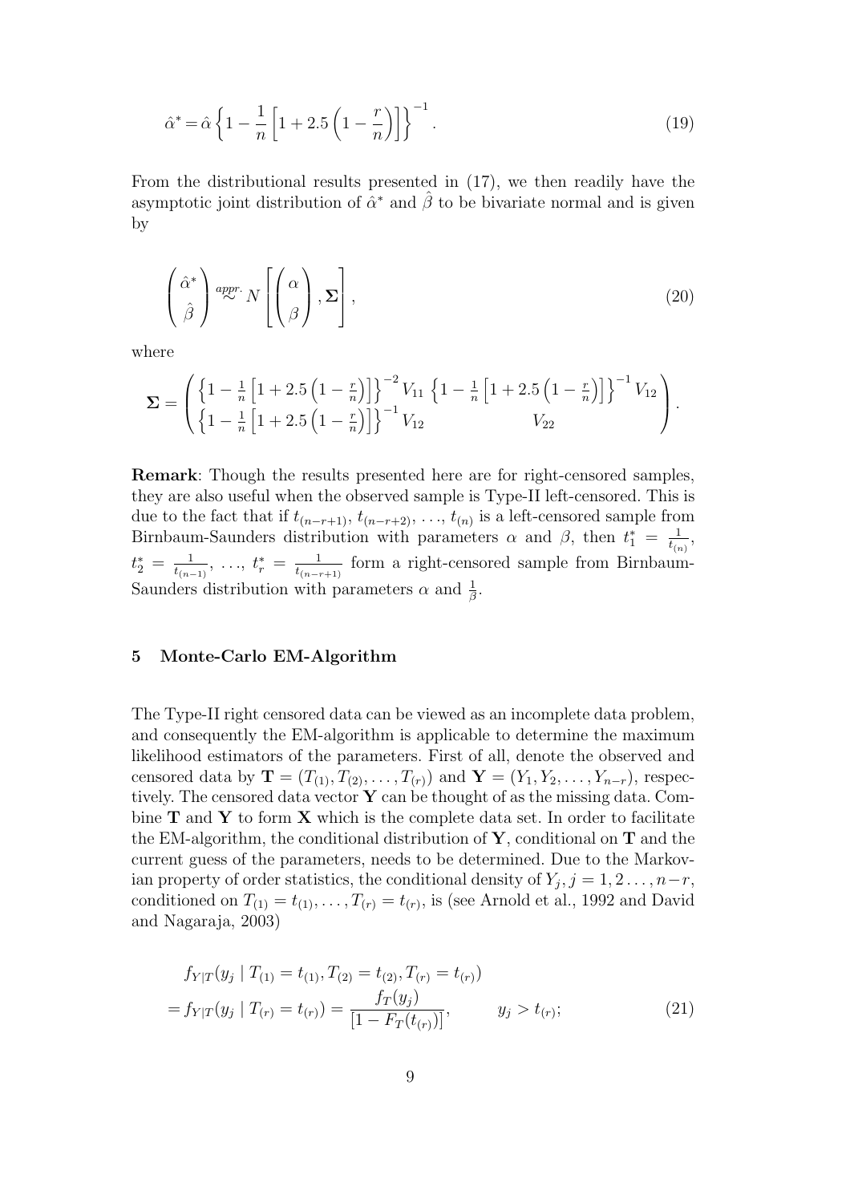$$\hat{\alpha}^* = \hat{\alpha}\left\{1 - \frac{1}{n}\left[1 + 2.5\left(1 - \frac{r}{n}\right)\right]\right\}^{-1}. \tag{19}$$

From the distributional results presented in (17), we then readily have the asymptotic joint distribution of $\hat{\alpha}^*$ and $\hat{\beta}$ to be bivariate normal and is given by

$$\begin{pmatrix} \hat{\alpha}^* \\ \hat{\beta} \end{pmatrix} \overset{appr.}{\sim} N\left[\begin{pmatrix} \alpha \\ \beta \end{pmatrix}, \mathbf{\Sigma}\right], \tag{20}$$

where

$$\mathbf{\Sigma} = \begin{pmatrix} \left\{1 - \frac{1}{n}\left[1 + 2.5\left(1 - \frac{r}{n}\right)\right]\right\}^{-2} V_{11} & \left\{1 - \frac{1}{n}\left[1 + 2.5\left(1 - \frac{r}{n}\right)\right]\right\}^{-1} V_{12} \\ \left\{1 - \frac{1}{n}\left[1 + 2.5\left(1 - \frac{r}{n}\right)\right]\right\}^{-1} V_{12} & V_{22} \end{pmatrix}.$$

**Remark**: Though the results presented here are for right-censored samples, they are also useful when the observed sample is Type-II left-censored. This is due to the fact that if $t_{(n-r+1)}, t_{(n-r+2)}, \ldots, t_{(n)}$ is a left-censored sample from Birnbaum-Saunders distribution with parameters $\alpha$ and $\beta$, then $t_1^* = \frac{1}{t_{(n)}}$, $t_2^* = \frac{1}{t_{(n-1)}}, \ldots, t_r^* = \frac{1}{t_{(n-r+1)}}$ form a right-censored sample from Birnbaum-Saunders distribution with parameters $\alpha$ and $\frac{1}{\beta}$.

## 5 Monte-Carlo EM-Algorithm

The Type-II right censored data can be viewed as an incomplete data problem, and consequently the EM-algorithm is applicable to determine the maximum likelihood estimators of the parameters. First of all, denote the observed and censored data by $\mathbf{T} = (T_{(1)}, T_{(2)}, \ldots, T_{(r)})$ and $\mathbf{Y} = (Y_1, Y_2, \ldots, Y_{n-r})$, respectively. The censored data vector $\mathbf{Y}$ can be thought of as the missing data. Combine $\mathbf{T}$ and $\mathbf{Y}$ to form $\mathbf{X}$ which is the complete data set. In order to facilitate the EM-algorithm, the conditional distribution of $\mathbf{Y}$, conditional on $\mathbf{T}$ and the current guess of the parameters, needs to be determined. Due to the Markovian property of order statistics, the conditional density of $Y_j, j = 1, 2 \ldots, n-r$, conditioned on $T_{(1)} = t_{(1)}, \ldots, T_{(r)} = t_{(r)}$, is (see Arnold et al., 1992 and David and Nagaraja, 2003)

$$\begin{aligned} & f_{Y|T}(y_j \mid T_{(1)} = t_{(1)}, T_{(2)} = t_{(2)}, T_{(r)} = t_{(r)}) \\ = & f_{Y|T}(y_j \mid T_{(r)} = t_{(r)}) = \frac{f_T(y_j)}{[1 - F_T(t_{(r)})]}, \qquad y_j > t_{(r)}; \end{aligned} \tag{21}$$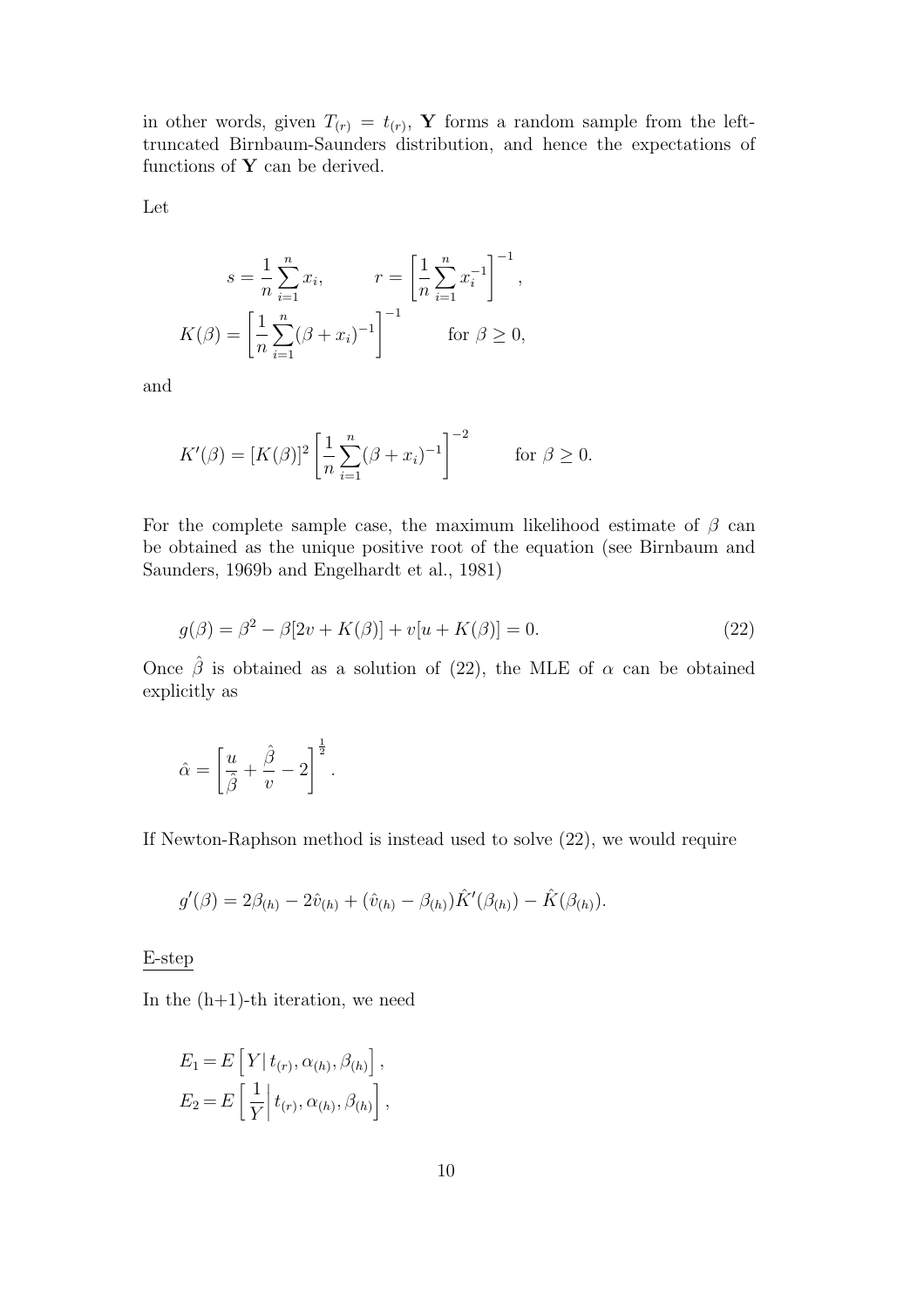in other words, given $T_{(r)} = t_{(r)}$, $\mathbf{Y}$ forms a random sample from the left-truncated Birnbaum-Saunders distribution, and hence the expectations of functions of $\mathbf{Y}$ can be derived.

Let

$$
s = \frac{1}{n}\sum_{i=1}^{n} x_i, \qquad r = \left[\frac{1}{n}\sum_{i=1}^{n} x_i^{-1}\right]^{-1},
$$

$$
K(\beta) = \left[\frac{1}{n}\sum_{i=1}^{n}(\beta + x_i)^{-1}\right]^{-1} \qquad \text{for } \beta \geq 0,
$$

and

$$
K'(\beta) = [K(\beta)]^2 \left[\frac{1}{n}\sum_{i=1}^{n}(\beta + x_i)^{-1}\right]^{-2} \qquad \text{for } \beta \geq 0.
$$

For the complete sample case, the maximum likelihood estimate of $\beta$ can be obtained as the unique positive root of the equation (see Birnbaum and Saunders, 1969b and Engelhardt et al., 1981)

$$
g(\beta) = \beta^2 - \beta[2v + K(\beta)] + v[u + K(\beta)] = 0. \tag{22}
$$

Once $\hat{\beta}$ is obtained as a solution of (22), the MLE of $\alpha$ can be obtained explicitly as

$$
\hat{\alpha} = \left[\frac{u}{\hat{\beta}} + \frac{\hat{\beta}}{v} - 2\right]^{\frac{1}{2}}.
$$

If Newton-Raphson method is instead used to solve (22), we would require

$$
g'(\beta) = 2\beta_{(h)} - 2\hat{v}_{(h)} + (\hat{v}_{(h)} - \beta_{(h)})\hat{K}'(\beta_{(h)}) - \hat{K}(\beta_{(h)}).
$$

<u>E-step</u>

In the (h+1)-th iteration, we need

$$
E_1 = E\left[\,Y\,|\,t_{(r)}, \alpha_{(h)}, \beta_{(h)}\right],
$$

$$
E_2 = E\left[\left.\frac{1}{Y}\,\right|\,t_{(r)}, \alpha_{(h)}, \beta_{(h)}\right],
$$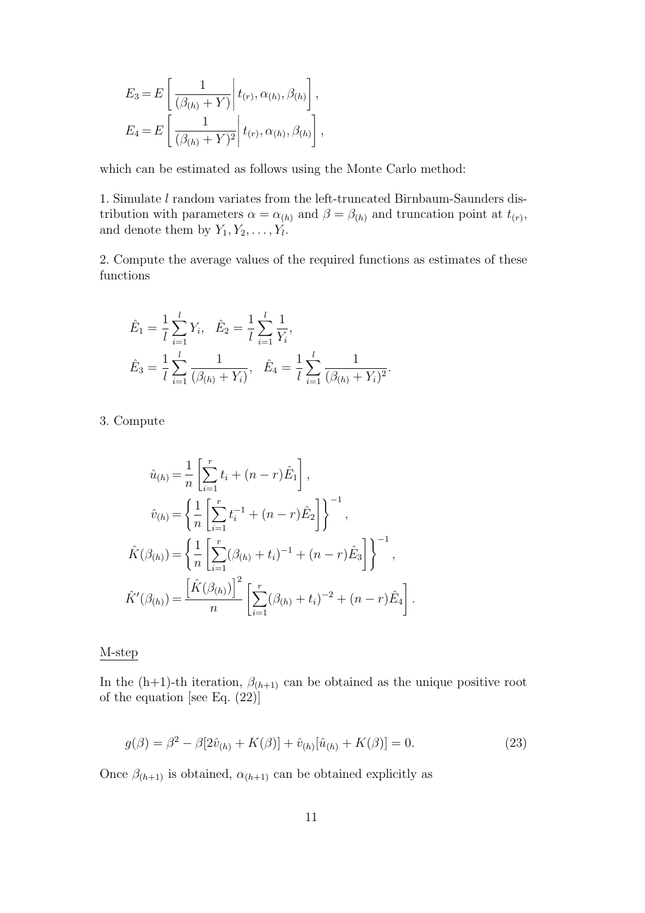$$
\begin{aligned}
E_3 &= E\left[\left.\frac{1}{(\beta_{(h)}+Y)}\right| t_{(r)}, \alpha_{(h)}, \beta_{(h)}\right], \\
E_4 &= E\left[\left.\frac{1}{(\beta_{(h)}+Y)^2}\right| t_{(r)}, \alpha_{(h)}, \beta_{(h)}\right],
\end{aligned}
$$

which can be estimated as follows using the Monte Carlo method:

1. Simulate $l$ random variates from the left-truncated Birnbaum-Saunders distribution with parameters $\alpha = \alpha_{(h)}$ and $\beta = \beta_{(h)}$ and truncation point at $t_{(r)}$, and denote them by $Y_1, Y_2, \ldots, Y_l$.

2. Compute the average values of the required functions as estimates of these functions

$$
\begin{aligned}
\hat{E}_1 &= \frac{1}{l}\sum_{i=1}^{l} Y_i, \quad \hat{E}_2 = \frac{1}{l}\sum_{i=1}^{l}\frac{1}{Y_i}, \\
\hat{E}_3 &= \frac{1}{l}\sum_{i=1}^{l}\frac{1}{(\beta_{(h)}+Y_i)}, \quad \hat{E}_4 = \frac{1}{l}\sum_{i=1}^{l}\frac{1}{(\beta_{(h)}+Y_i)^2}.
\end{aligned}
$$

3. Compute

$$
\begin{aligned}
\hat{u}_{(h)} &= \frac{1}{n}\left[\sum_{i=1}^{r} t_i + (n-r)\hat{E}_1\right], \\
\hat{v}_{(h)} &= \left\{\frac{1}{n}\left[\sum_{i=1}^{r} t_i^{-1} + (n-r)\hat{E}_2\right]\right\}^{-1}, \\
\hat{K}(\beta_{(h)}) &= \left\{\frac{1}{n}\left[\sum_{i=1}^{r}(\beta_{(h)}+t_i)^{-1} + (n-r)\hat{E}_3\right]\right\}^{-1}, \\
\hat{K}'(\beta_{(h)}) &= \frac{\left[\hat{K}(\beta_{(h)})\right]^2}{n}\left[\sum_{i=1}^{r}(\beta_{(h)}+t_i)^{-2} + (n-r)\hat{E}_4\right].
\end{aligned}
$$

<u>M-step</u>

In the (h+1)-th iteration, $\beta_{(h+1)}$ can be obtained as the unique positive root of the equation [see Eq. (22)]

$$
g(\beta) = \beta^2 - \beta[2\hat{v}_{(h)} + K(\beta)] + \hat{v}_{(h)}[\hat{u}_{(h)} + K(\beta)] = 0. \tag{23}
$$

Once $\beta_{(h+1)}$ is obtained, $\alpha_{(h+1)}$ can be obtained explicitly as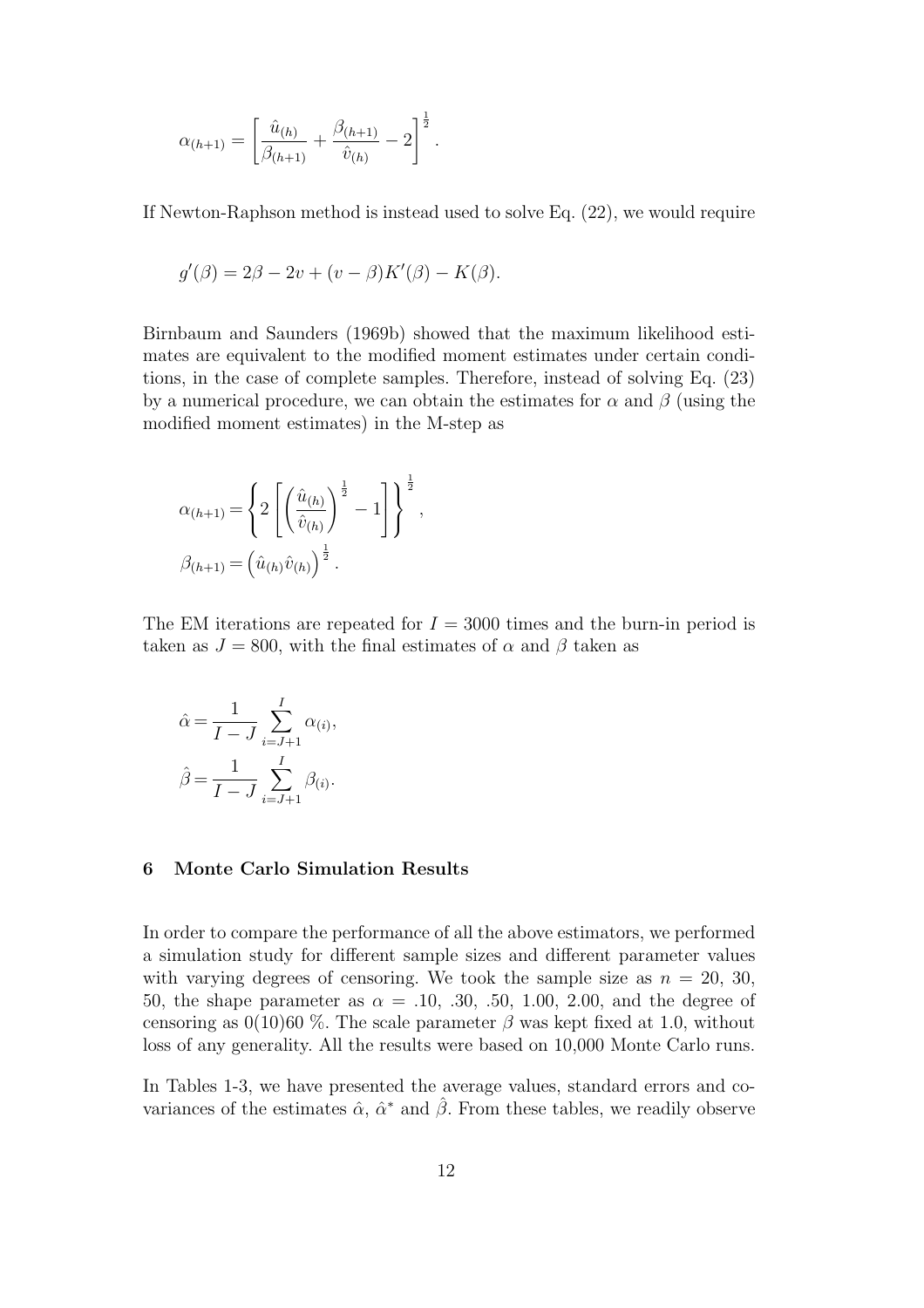$$\alpha_{(h+1)} = \left[ \frac{\hat{u}_{(h)}}{\beta_{(h+1)}} + \frac{\beta_{(h+1)}}{\hat{v}_{(h)}} - 2 \right]^{\frac{1}{2}}.$$

If Newton-Raphson method is instead used to solve Eq. (22), we would require

$$g'(\beta) = 2\beta - 2v + (v - \beta)K'(\beta) - K(\beta).$$

Birnbaum and Saunders (1969b) showed that the maximum likelihood estimates are equivalent to the modified moment estimates under certain conditions, in the case of complete samples. Therefore, instead of solving Eq. (23) by a numerical procedure, we can obtain the estimates for $\alpha$ and $\beta$ (using the modified moment estimates) in the M-step as

$$\alpha_{(h+1)} = \left\{ 2 \left[ \left( \frac{\hat{u}_{(h)}}{\hat{v}_{(h)}} \right)^{\frac{1}{2}} - 1 \right] \right\}^{\frac{1}{2}},$$

$$\beta_{(h+1)} = \left( \hat{u}_{(h)} \hat{v}_{(h)} \right)^{\frac{1}{2}}.$$

The EM iterations are repeated for $I = 3000$ times and the burn-in period is taken as $J = 800$, with the final estimates of $\alpha$ and $\beta$ taken as

$$\hat{\alpha} = \frac{1}{I - J} \sum_{i=J+1}^{I} \alpha_{(i)},$$

$$\hat{\beta} = \frac{1}{I - J} \sum_{i=J+1}^{I} \beta_{(i)}.$$

## 6 Monte Carlo Simulation Results

In order to compare the performance of all the above estimators, we performed a simulation study for different sample sizes and different parameter values with varying degrees of censoring. We took the sample size as $n = 20$, 30, 50, the shape parameter as $\alpha = .10$, .30, .50, 1.00, 2.00, and the degree of censoring as 0(10)60 %. The scale parameter $\beta$ was kept fixed at 1.0, without loss of any generality. All the results were based on 10,000 Monte Carlo runs.

In Tables 1-3, we have presented the average values, standard errors and covariances of the estimates $\hat{\alpha}$, $\hat{\alpha}^*$ and $\hat{\beta}$. From these tables, we readily observe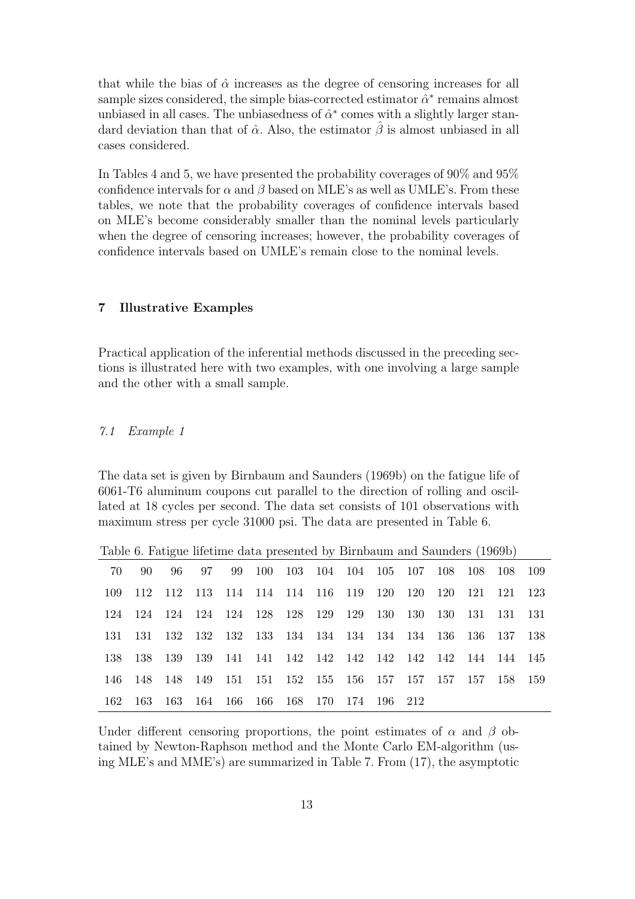that while the bias of $\hat{\alpha}$ increases as the degree of censoring increases for all sample sizes considered, the simple bias-corrected estimator $\hat{\alpha}^*$ remains almost unbiased in all cases. The unbiasedness of $\hat{\alpha}^*$ comes with a slightly larger standard deviation than that of $\hat{\alpha}$. Also, the estimator $\hat{\beta}$ is almost unbiased in all cases considered.

In Tables 4 and 5, we have presented the probability coverages of 90% and 95% confidence intervals for $\alpha$ and $\beta$ based on MLE's as well as UMLE's. From these tables, we note that the probability coverages of confidence intervals based on MLE's become considerably smaller than the nominal levels particularly when the degree of censoring increases; however, the probability coverages of confidence intervals based on UMLE's remain close to the nominal levels.

## 7 Illustrative Examples

Practical application of the inferential methods discussed in the preceding sections is illustrated here with two examples, with one involving a large sample and the other with a small sample.

### *7.1 Example 1*

The data set is given by Birnbaum and Saunders (1969b) on the fatigue life of 6061-T6 aluminum coupons cut parallel to the direction of rolling and oscillated at 18 cycles per second. The data set consists of 101 observations with maximum stress per cycle 31000 psi. The data are presented in Table 6.

Table 6. Fatigue lifetime data presented by Birnbaum and Saunders (1969b)

| | | | | | | | | | | | | | | |
|---|---|---|---|---|---|---|---|---|---|---|---|---|---|---|
| 70 | 90 | 96 | 97 | 99 | 100 | 103 | 104 | 104 | 105 | 107 | 108 | 108 | 108 | 109 |
| 109 | 112 | 112 | 113 | 114 | 114 | 114 | 116 | 119 | 120 | 120 | 120 | 121 | 121 | 123 |
| 124 | 124 | 124 | 124 | 124 | 128 | 128 | 129 | 129 | 130 | 130 | 130 | 131 | 131 | 131 |
| 131 | 131 | 132 | 132 | 132 | 133 | 134 | 134 | 134 | 134 | 134 | 136 | 136 | 137 | 138 |
| 138 | 138 | 139 | 139 | 141 | 141 | 142 | 142 | 142 | 142 | 142 | 142 | 144 | 144 | 145 |
| 146 | 148 | 148 | 149 | 151 | 151 | 152 | 155 | 156 | 157 | 157 | 157 | 157 | 158 | 159 |
| 162 | 163 | 163 | 164 | 166 | 166 | 168 | 170 | 174 | 196 | 212 | | | | |

Under different censoring proportions, the point estimates of $\alpha$ and $\beta$ obtained by Newton-Raphson method and the Monte Carlo EM-algorithm (using MLE's and MME's) are summarized in Table 7. From (17), the asymptotic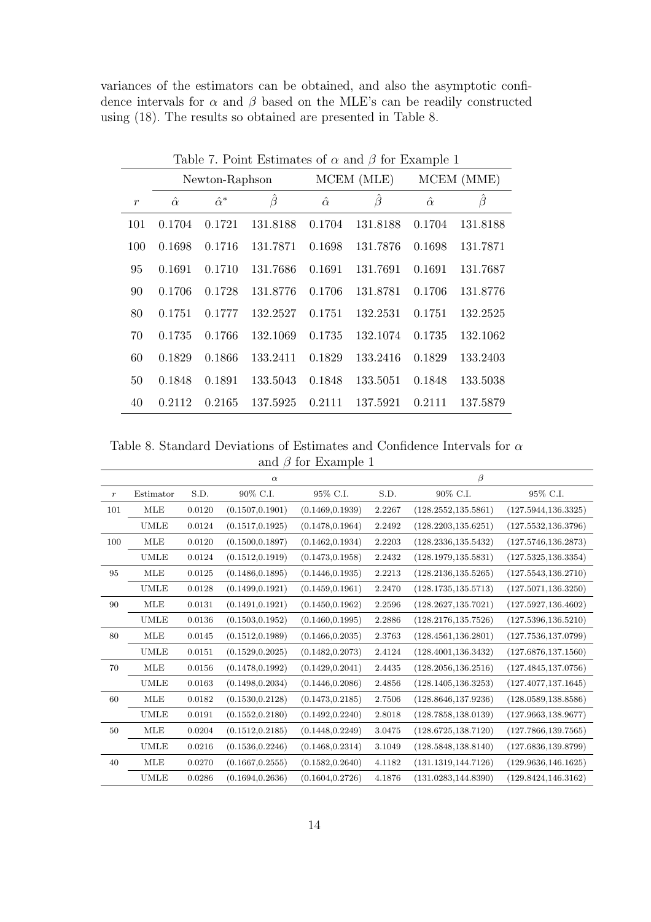variances of the estimators can be obtained, and also the asymptotic confidence intervals for $\alpha$ and $\beta$ based on the MLE's can be readily constructed using (18). The results so obtained are presented in Table 8.

Table 7. Point Estimates of $\alpha$ and $\beta$ for Example 1

| | Newton-Raphson | | | MCEM (MLE) | | MCEM (MME) | |
|---|---|---|---|---|---|---|---|
| $r$ | $\hat{\alpha}$ | $\hat{\alpha}^*$ | $\hat{\beta}$ | $\hat{\alpha}$ | $\hat{\beta}$ | $\hat{\alpha}$ | $\hat{\beta}$ |
| 101 | 0.1704 | 0.1721 | 131.8188 | 0.1704 | 131.8188 | 0.1704 | 131.8188 |
| 100 | 0.1698 | 0.1716 | 131.7871 | 0.1698 | 131.7876 | 0.1698 | 131.7871 |
| 95 | 0.1691 | 0.1710 | 131.7686 | 0.1691 | 131.7691 | 0.1691 | 131.7687 |
| 90 | 0.1706 | 0.1728 | 131.8776 | 0.1706 | 131.8781 | 0.1706 | 131.8776 |
| 80 | 0.1751 | 0.1777 | 132.2527 | 0.1751 | 132.2531 | 0.1751 | 132.2525 |
| 70 | 0.1735 | 0.1766 | 132.1069 | 0.1735 | 132.1074 | 0.1735 | 132.1062 |
| 60 | 0.1829 | 0.1866 | 133.2411 | 0.1829 | 133.2416 | 0.1829 | 133.2403 |
| 50 | 0.1848 | 0.1891 | 133.5043 | 0.1848 | 133.5051 | 0.1848 | 133.5038 |
| 40 | 0.2112 | 0.2165 | 137.5925 | 0.2111 | 137.5921 | 0.2111 | 137.5879 |

Table 8. Standard Deviations of Estimates and Confidence Intervals for $\alpha$ and $\beta$ for Example 1

| | | $\alpha$ | | | $\beta$ | | |
|---|---|---|---|---|---|---|---|
| $r$ | Estimator | S.D. | 90% C.I. | 95% C.I. | S.D. | 90% C.I. | 95% C.I. |
| 101 | MLE | 0.0120 | (0.1507,0.1901) | (0.1469,0.1939) | 2.2267 | (128.2552,135.5861) | (127.5944,136.3325) |
| | UMLE | 0.0124 | (0.1517,0.1925) | (0.1478,0.1964) | 2.2492 | (128.2203,135.6251) | (127.5532,136.3796) |
| 100 | MLE | 0.0120 | (0.1500,0.1897) | (0.1462,0.1934) | 2.2203 | (128.2336,135.5432) | (127.5746,136.2873) |
| | UMLE | 0.0124 | (0.1512,0.1919) | (0.1473,0.1958) | 2.2432 | (128.1979,135.5831) | (127.5325,136.3354) |
| 95 | MLE | 0.0125 | (0.1486,0.1895) | (0.1446,0.1935) | 2.2213 | (128.2136,135.5265) | (127.5543,136.2710) |
| | UMLE | 0.0128 | (0.1499,0.1921) | (0.1459,0.1961) | 2.2470 | (128.1735,135.5713) | (127.5071,136.3250) |
| 90 | MLE | 0.0131 | (0.1491,0.1921) | (0.1450,0.1962) | 2.2596 | (128.2627,135.7021) | (127.5927,136.4602) |
| | UMLE | 0.0136 | (0.1503,0.1952) | (0.1460,0.1995) | 2.2886 | (128.2176,135.7526) | (127.5396,136.5210) |
| 80 | MLE | 0.0145 | (0.1512,0.1989) | (0.1466,0.2035) | 2.3763 | (128.4561,136.2801) | (127.7536,137.0799) |
| | UMLE | 0.0151 | (0.1529,0.2025) | (0.1482,0.2073) | 2.4124 | (128.4001,136.3432) | (127.6876,137.1560) |
| 70 | MLE | 0.0156 | (0.1478,0.1992) | (0.1429,0.2041) | 2.4435 | (128.2056,136.2516) | (127.4845,137.0756) |
| | UMLE | 0.0163 | (0.1498,0.2034) | (0.1446,0.2086) | 2.4856 | (128.1405,136.3253) | (127.4077,137.1645) |
| 60 | MLE | 0.0182 | (0.1530,0.2128) | (0.1473,0.2185) | 2.7506 | (128.8646,137.9236) | (128.0589,138.8586) |
| | UMLE | 0.0191 | (0.1552,0.2180) | (0.1492,0.2240) | 2.8018 | (128.7858,138.0139) | (127.9663,138.9677) |
| 50 | MLE | 0.0204 | (0.1512,0.2185) | (0.1448,0.2249) | 3.0475 | (128.6725,138.7120) | (127.7866,139.7565) |
| | UMLE | 0.0216 | (0.1536,0.2246) | (0.1468,0.2314) | 3.1049 | (128.5848,138.8140) | (127.6836,139.8799) |
| 40 | MLE | 0.0270 | (0.1667,0.2555) | (0.1582,0.2640) | 4.1182 | (131.1319,144.7126) | (129.9636,146.1625) |
| | UMLE | 0.0286 | (0.1694,0.2636) | (0.1604,0.2726) | 4.1876 | (131.0283,144.8390) | (129.8424,146.3162) |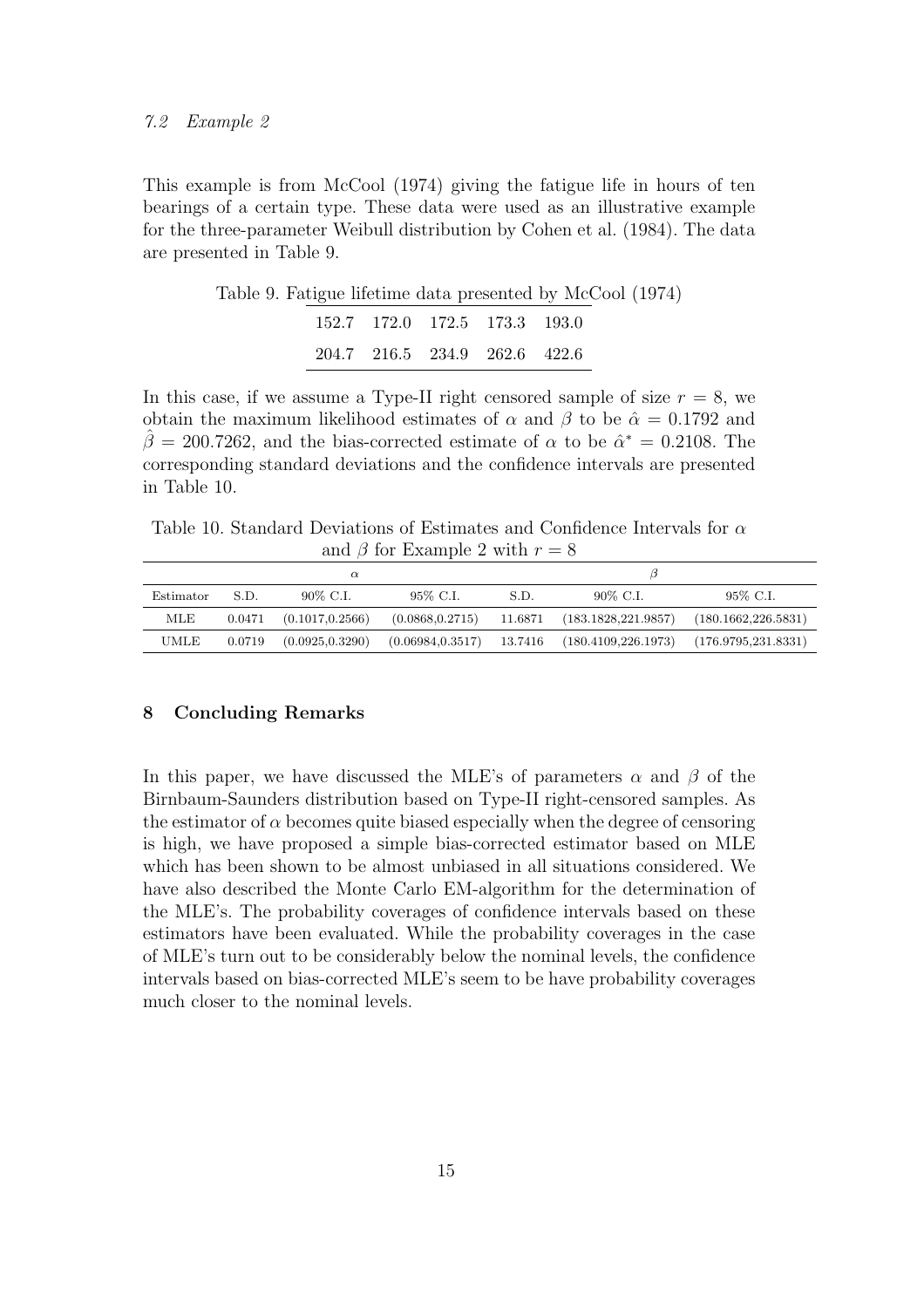### 7.2 Example 2

This example is from McCool (1974) giving the fatigue life in hours of ten bearings of a certain type. These data were used as an illustrative example for the three-parameter Weibull distribution by Cohen et al. (1984). The data are presented in Table 9.

Table 9. Fatigue lifetime data presented by McCool (1974)

| | | | | |
|---|---|---|---|---|
| 152.7 | 172.0 | 172.5 | 173.3 | 193.0 |
| 204.7 | 216.5 | 234.9 | 262.6 | 422.6 |

In this case, if we assume a Type-II right censored sample of size $r = 8$, we obtain the maximum likelihood estimates of $\alpha$ and $\beta$ to be $\hat{\alpha} = 0.1792$ and $\hat{\beta} = 200.7262$, and the bias-corrected estimate of $\alpha$ to be $\hat{\alpha}^* = 0.2108$. The corresponding standard deviations and the confidence intervals are presented in Table 10.

Table 10. Standard Deviations of Estimates and Confidence Intervals for $\alpha$ and $\beta$ for Example 2 with $r = 8$

| | $\alpha$ | | | $\beta$ | | |
|---|---|---|---|---|---|---|
| Estimator | S.D. | 90% C.I. | 95% C.I. | S.D. | 90% C.I. | 95% C.I. |
| MLE | 0.0471 | (0.1017,0.2566) | (0.0868,0.2715) | 11.6871 | (183.1828,221.9857) | (180.1662,226.5831) |
| UMLE | 0.0719 | (0.0925,0.3290) | (0.06984,0.3517) | 13.7416 | (180.4109,226.1973) | (176.9795,231.8331) |

## 8 Concluding Remarks

In this paper, we have discussed the MLE's of parameters $\alpha$ and $\beta$ of the Birnbaum-Saunders distribution based on Type-II right-censored samples. As the estimator of $\alpha$ becomes quite biased especially when the degree of censoring is high, we have proposed a simple bias-corrected estimator based on MLE which has been shown to be almost unbiased in all situations considered. We have also described the Monte Carlo EM-algorithm for the determination of the MLE's. The probability coverages of confidence intervals based on these estimators have been evaluated. While the probability coverages in the case of MLE's turn out to be considerably below the nominal levels, the confidence intervals based on bias-corrected MLE's seem to be have probability coverages much closer to the nominal levels.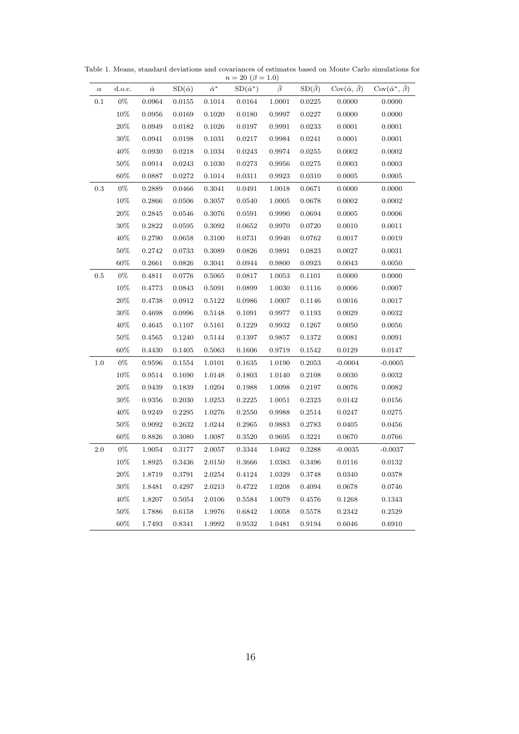Table 1. Means, standard deviations and covariances of estimates based on Monte Carlo simulations for $n = 20$ ($\beta = 1.0$)

| $\alpha$ | d.o.c. | $\hat{\alpha}$ | SD($\hat{\alpha}$) | $\hat{\alpha}^*$ | SD($\hat{\alpha}^*$) | $\hat{\beta}$ | SD($\hat{\beta}$) | Cov($\hat{\alpha}$, $\hat{\beta}$) | Cov($\hat{\alpha}^*$, $\hat{\beta}$) |
|---|---|---|---|---|---|---|---|---|---|
| 0.1 | 0% | 0.0964 | 0.0155 | 0.1014 | 0.0164 | 1.0001 | 0.0225 | 0.0000 | 0.0000 |
| | 10% | 0.0956 | 0.0169 | 0.1020 | 0.0180 | 0.9997 | 0.0227 | 0.0000 | 0.0000 |
| | 20% | 0.0949 | 0.0182 | 0.1026 | 0.0197 | 0.9991 | 0.0233 | 0.0001 | 0.0001 |
| | 30% | 0.0941 | 0.0198 | 0.1031 | 0.0217 | 0.9984 | 0.0241 | 0.0001 | 0.0001 |
| | 40% | 0.0930 | 0.0218 | 0.1034 | 0.0243 | 0.9974 | 0.0255 | 0.0002 | 0.0002 |
| | 50% | 0.0914 | 0.0243 | 0.1030 | 0.0273 | 0.9956 | 0.0275 | 0.0003 | 0.0003 |
| | 60% | 0.0887 | 0.0272 | 0.1014 | 0.0311 | 0.9923 | 0.0310 | 0.0005 | 0.0005 |
| 0.3 | 0% | 0.2889 | 0.0466 | 0.3041 | 0.0491 | 1.0018 | 0.0671 | 0.0000 | 0.0000 |
| | 10% | 0.2866 | 0.0506 | 0.3057 | 0.0540 | 1.0005 | 0.0678 | 0.0002 | 0.0002 |
| | 20% | 0.2845 | 0.0546 | 0.3076 | 0.0591 | 0.9990 | 0.0694 | 0.0005 | 0.0006 |
| | 30% | 0.2822 | 0.0595 | 0.3092 | 0.0652 | 0.9970 | 0.0720 | 0.0010 | 0.0011 |
| | 40% | 0.2790 | 0.0658 | 0.3100 | 0.0731 | 0.9940 | 0.0762 | 0.0017 | 0.0019 |
| | 50% | 0.2742 | 0.0733 | 0.3089 | 0.0826 | 0.9891 | 0.0823 | 0.0027 | 0.0031 |
| | 60% | 0.2661 | 0.0826 | 0.3041 | 0.0944 | 0.9800 | 0.0923 | 0.0043 | 0.0050 |
| 0.5 | 0% | 0.4811 | 0.0776 | 0.5065 | 0.0817 | 1.0053 | 0.1101 | 0.0000 | 0.0000 |
| | 10% | 0.4773 | 0.0843 | 0.5091 | 0.0899 | 1.0030 | 0.1116 | 0.0006 | 0.0007 |
| | 20% | 0.4738 | 0.0912 | 0.5122 | 0.0986 | 1.0007 | 0.1146 | 0.0016 | 0.0017 |
| | 30% | 0.4698 | 0.0996 | 0.5148 | 0.1091 | 0.9977 | 0.1193 | 0.0029 | 0.0032 |
| | 40% | 0.4645 | 0.1107 | 0.5161 | 0.1229 | 0.9932 | 0.1267 | 0.0050 | 0.0056 |
| | 50% | 0.4565 | 0.1240 | 0.5144 | 0.1397 | 0.9857 | 0.1372 | 0.0081 | 0.0091 |
| | 60% | 0.4430 | 0.1405 | 0.5063 | 0.1606 | 0.9719 | 0.1542 | 0.0129 | 0.0147 |
| 1.0 | 0% | 0.9596 | 0.1554 | 1.0101 | 0.1635 | 1.0190 | 0.2053 | -0.0004 | -0.0005 |
| | 10% | 0.9514 | 0.1690 | 1.0148 | 0.1803 | 1.0140 | 0.2108 | 0.0030 | 0.0032 |
| | 20% | 0.9439 | 0.1839 | 1.0204 | 0.1988 | 1.0098 | 0.2197 | 0.0076 | 0.0082 |
| | 30% | 0.9356 | 0.2030 | 1.0253 | 0.2225 | 1.0051 | 0.2323 | 0.0142 | 0.0156 |
| | 40% | 0.9249 | 0.2295 | 1.0276 | 0.2550 | 0.9988 | 0.2514 | 0.0247 | 0.0275 |
| | 50% | 0.9092 | 0.2632 | 1.0244 | 0.2965 | 0.9883 | 0.2783 | 0.0405 | 0.0456 |
| | 60% | 0.8826 | 0.3080 | 1.0087 | 0.3520 | 0.9695 | 0.3221 | 0.0670 | 0.0766 |
| 2.0 | 0% | 1.9054 | 0.3177 | 2.0057 | 0.3344 | 1.0462 | 0.3288 | -0.0035 | -0.0037 |
| | 10% | 1.8925 | 0.3436 | 2.0150 | 0.3666 | 1.0383 | 0.3496 | 0.0116 | 0.0132 |
| | 20% | 1.8719 | 0.3791 | 2.0254 | 0.4124 | 1.0329 | 0.3748 | 0.0340 | 0.0378 |
| | 30% | 1.8481 | 0.4297 | 2.0213 | 0.4722 | 1.0208 | 0.4094 | 0.0678 | 0.0746 |
| | 40% | 1.8207 | 0.5054 | 2.0106 | 0.5584 | 1.0079 | 0.4576 | 0.1268 | 0.1343 |
| | 50% | 1.7886 | 0.6158 | 1.9976 | 0.6842 | 1.0058 | 0.5578 | 0.2342 | 0.2529 |
| | 60% | 1.7493 | 0.8341 | 1.9992 | 0.9532 | 1.0481 | 0.9194 | 0.6046 | 0.6910 |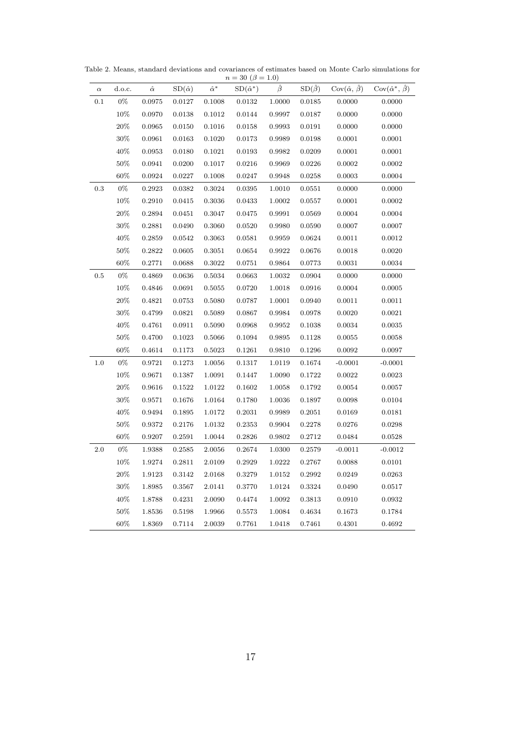Table 2. Means, standard deviations and covariances of estimates based on Monte Carlo simulations for $n = 30$ ($\beta = 1.0$)

| $\alpha$ | d.o.c. | $\hat{\alpha}$ | SD($\hat{\alpha}$) | $\hat{\alpha}^*$ | SD($\hat{\alpha}^*$) | $\hat{\beta}$ | SD($\hat{\beta}$) | Cov($\hat{\alpha}$, $\hat{\beta}$) | Cov($\hat{\alpha}^*$, $\hat{\beta}$) |
|---|---|---|---|---|---|---|---|---|---|
| 0.1 | 0% | 0.0975 | 0.0127 | 0.1008 | 0.0132 | 1.0000 | 0.0185 | 0.0000 | 0.0000 |
| | 10% | 0.0970 | 0.0138 | 0.1012 | 0.0144 | 0.9997 | 0.0187 | 0.0000 | 0.0000 |
| | 20% | 0.0965 | 0.0150 | 0.1016 | 0.0158 | 0.9993 | 0.0191 | 0.0000 | 0.0000 |
| | 30% | 0.0961 | 0.0163 | 0.1020 | 0.0173 | 0.9989 | 0.0198 | 0.0001 | 0.0001 |
| | 40% | 0.0953 | 0.0180 | 0.1021 | 0.0193 | 0.9982 | 0.0209 | 0.0001 | 0.0001 |
| | 50% | 0.0941 | 0.0200 | 0.1017 | 0.0216 | 0.9969 | 0.0226 | 0.0002 | 0.0002 |
| | 60% | 0.0924 | 0.0227 | 0.1008 | 0.0247 | 0.9948 | 0.0258 | 0.0003 | 0.0004 |
| 0.3 | 0% | 0.2923 | 0.0382 | 0.3024 | 0.0395 | 1.0010 | 0.0551 | 0.0000 | 0.0000 |
| | 10% | 0.2910 | 0.0415 | 0.3036 | 0.0433 | 1.0002 | 0.0557 | 0.0001 | 0.0002 |
| | 20% | 0.2894 | 0.0451 | 0.3047 | 0.0475 | 0.9991 | 0.0569 | 0.0004 | 0.0004 |
| | 30% | 0.2881 | 0.0490 | 0.3060 | 0.0520 | 0.9980 | 0.0590 | 0.0007 | 0.0007 |
| | 40% | 0.2859 | 0.0542 | 0.3063 | 0.0581 | 0.9959 | 0.0624 | 0.0011 | 0.0012 |
| | 50% | 0.2822 | 0.0605 | 0.3051 | 0.0654 | 0.9922 | 0.0676 | 0.0018 | 0.0020 |
| | 60% | 0.2771 | 0.0688 | 0.3022 | 0.0751 | 0.9864 | 0.0773 | 0.0031 | 0.0034 |
| 0.5 | 0% | 0.4869 | 0.0636 | 0.5034 | 0.0663 | 1.0032 | 0.0904 | 0.0000 | 0.0000 |
| | 10% | 0.4846 | 0.0691 | 0.5055 | 0.0720 | 1.0018 | 0.0916 | 0.0004 | 0.0005 |
| | 20% | 0.4821 | 0.0753 | 0.5080 | 0.0787 | 1.0001 | 0.0940 | 0.0011 | 0.0011 |
| | 30% | 0.4799 | 0.0821 | 0.5089 | 0.0867 | 0.9984 | 0.0978 | 0.0020 | 0.0021 |
| | 40% | 0.4761 | 0.0911 | 0.5090 | 0.0968 | 0.9952 | 0.1038 | 0.0034 | 0.0035 |
| | 50% | 0.4700 | 0.1023 | 0.5066 | 0.1094 | 0.9895 | 0.1128 | 0.0055 | 0.0058 |
| | 60% | 0.4614 | 0.1173 | 0.5023 | 0.1261 | 0.9810 | 0.1296 | 0.0092 | 0.0097 |
| 1.0 | 0% | 0.9721 | 0.1273 | 1.0056 | 0.1317 | 1.0119 | 0.1674 | -0.0001 | -0.0001 |
| | 10% | 0.9671 | 0.1387 | 1.0091 | 0.1447 | 1.0090 | 0.1722 | 0.0022 | 0.0023 |
| | 20% | 0.9616 | 0.1522 | 1.0122 | 0.1602 | 1.0058 | 0.1792 | 0.0054 | 0.0057 |
| | 30% | 0.9571 | 0.1676 | 1.0164 | 0.1780 | 1.0036 | 0.1897 | 0.0098 | 0.0104 |
| | 40% | 0.9494 | 0.1895 | 1.0172 | 0.2031 | 0.9989 | 0.2051 | 0.0169 | 0.0181 |
| | 50% | 0.9372 | 0.2176 | 1.0132 | 0.2353 | 0.9904 | 0.2278 | 0.0276 | 0.0298 |
| | 60% | 0.9207 | 0.2591 | 1.0044 | 0.2826 | 0.9802 | 0.2712 | 0.0484 | 0.0528 |
| 2.0 | 0% | 1.9388 | 0.2585 | 2.0056 | 0.2674 | 1.0300 | 0.2579 | -0.0011 | -0.0012 |
| | 10% | 1.9274 | 0.2811 | 2.0109 | 0.2929 | 1.0222 | 0.2767 | 0.0088 | 0.0101 |
| | 20% | 1.9123 | 0.3142 | 2.0168 | 0.3279 | 1.0152 | 0.2992 | 0.0249 | 0.0263 |
| | 30% | 1.8985 | 0.3567 | 2.0141 | 0.3770 | 1.0124 | 0.3324 | 0.0490 | 0.0517 |
| | 40% | 1.8788 | 0.4231 | 2.0090 | 0.4474 | 1.0092 | 0.3813 | 0.0910 | 0.0932 |
| | 50% | 1.8536 | 0.5198 | 1.9966 | 0.5573 | 1.0084 | 0.4634 | 0.1673 | 0.1784 |
| | 60% | 1.8369 | 0.7114 | 2.0039 | 0.7761 | 1.0418 | 0.7461 | 0.4301 | 0.4692 |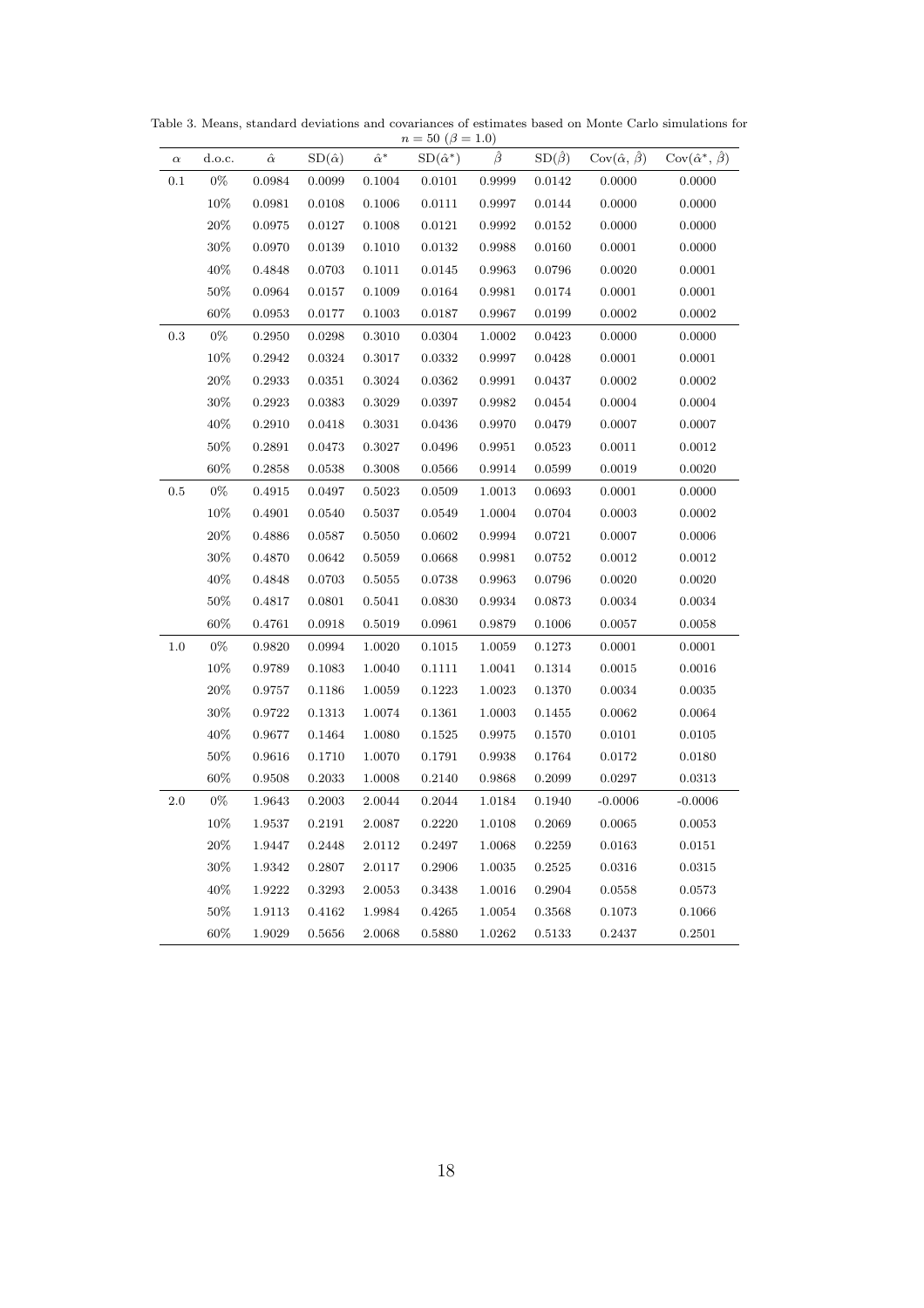Table 3. Means, standard deviations and covariances of estimates based on Monte Carlo simulations for $n = 50$ ($\beta = 1.0$)

| $\alpha$ | d.o.c. | $\hat{\alpha}$ | SD($\hat{\alpha}$) | $\hat{\alpha}^*$ | SD($\hat{\alpha}^*$) | $\hat{\beta}$ | SD($\hat{\beta}$) | Cov($\hat{\alpha}$, $\hat{\beta}$) | Cov($\hat{\alpha}^*$, $\hat{\beta}$) |
|---|---|---|---|---|---|---|---|---|---|
| 0.1 | 0% | 0.0984 | 0.0099 | 0.1004 | 0.0101 | 0.9999 | 0.0142 | 0.0000 | 0.0000 |
| | 10% | 0.0981 | 0.0108 | 0.1006 | 0.0111 | 0.9997 | 0.0144 | 0.0000 | 0.0000 |
| | 20% | 0.0975 | 0.0127 | 0.1008 | 0.0121 | 0.9992 | 0.0152 | 0.0000 | 0.0000 |
| | 30% | 0.0970 | 0.0139 | 0.1010 | 0.0132 | 0.9988 | 0.0160 | 0.0001 | 0.0000 |
| | 40% | 0.4848 | 0.0703 | 0.1011 | 0.0145 | 0.9963 | 0.0796 | 0.0020 | 0.0001 |
| | 50% | 0.0964 | 0.0157 | 0.1009 | 0.0164 | 0.9981 | 0.0174 | 0.0001 | 0.0001 |
| | 60% | 0.0953 | 0.0177 | 0.1003 | 0.0187 | 0.9967 | 0.0199 | 0.0002 | 0.0002 |
| 0.3 | 0% | 0.2950 | 0.0298 | 0.3010 | 0.0304 | 1.0002 | 0.0423 | 0.0000 | 0.0000 |
| | 10% | 0.2942 | 0.0324 | 0.3017 | 0.0332 | 0.9997 | 0.0428 | 0.0001 | 0.0001 |
| | 20% | 0.2933 | 0.0351 | 0.3024 | 0.0362 | 0.9991 | 0.0437 | 0.0002 | 0.0002 |
| | 30% | 0.2923 | 0.0383 | 0.3029 | 0.0397 | 0.9982 | 0.0454 | 0.0004 | 0.0004 |
| | 40% | 0.2910 | 0.0418 | 0.3031 | 0.0436 | 0.9970 | 0.0479 | 0.0007 | 0.0007 |
| | 50% | 0.2891 | 0.0473 | 0.3027 | 0.0496 | 0.9951 | 0.0523 | 0.0011 | 0.0012 |
| | 60% | 0.2858 | 0.0538 | 0.3008 | 0.0566 | 0.9914 | 0.0599 | 0.0019 | 0.0020 |
| 0.5 | 0% | 0.4915 | 0.0497 | 0.5023 | 0.0509 | 1.0013 | 0.0693 | 0.0001 | 0.0000 |
| | 10% | 0.4901 | 0.0540 | 0.5037 | 0.0549 | 1.0004 | 0.0704 | 0.0003 | 0.0002 |
| | 20% | 0.4886 | 0.0587 | 0.5050 | 0.0602 | 0.9994 | 0.0721 | 0.0007 | 0.0006 |
| | 30% | 0.4870 | 0.0642 | 0.5059 | 0.0668 | 0.9981 | 0.0752 | 0.0012 | 0.0012 |
| | 40% | 0.4848 | 0.0703 | 0.5055 | 0.0738 | 0.9963 | 0.0796 | 0.0020 | 0.0020 |
| | 50% | 0.4817 | 0.0801 | 0.5041 | 0.0830 | 0.9934 | 0.0873 | 0.0034 | 0.0034 |
| | 60% | 0.4761 | 0.0918 | 0.5019 | 0.0961 | 0.9879 | 0.1006 | 0.0057 | 0.0058 |
| 1.0 | 0% | 0.9820 | 0.0994 | 1.0020 | 0.1015 | 1.0059 | 0.1273 | 0.0001 | 0.0001 |
| | 10% | 0.9789 | 0.1083 | 1.0040 | 0.1111 | 1.0041 | 0.1314 | 0.0015 | 0.0016 |
| | 20% | 0.9757 | 0.1186 | 1.0059 | 0.1223 | 1.0023 | 0.1370 | 0.0034 | 0.0035 |
| | 30% | 0.9722 | 0.1313 | 1.0074 | 0.1361 | 1.0003 | 0.1455 | 0.0062 | 0.0064 |
| | 40% | 0.9677 | 0.1464 | 1.0080 | 0.1525 | 0.9975 | 0.1570 | 0.0101 | 0.0105 |
| | 50% | 0.9616 | 0.1710 | 1.0070 | 0.1791 | 0.9938 | 0.1764 | 0.0172 | 0.0180 |
| | 60% | 0.9508 | 0.2033 | 1.0008 | 0.2140 | 0.9868 | 0.2099 | 0.0297 | 0.0313 |
| 2.0 | 0% | 1.9643 | 0.2003 | 2.0044 | 0.2044 | 1.0184 | 0.1940 | -0.0006 | -0.0006 |
| | 10% | 1.9537 | 0.2191 | 2.0087 | 0.2220 | 1.0108 | 0.2069 | 0.0065 | 0.0053 |
| | 20% | 1.9447 | 0.2448 | 2.0112 | 0.2497 | 1.0068 | 0.2259 | 0.0163 | 0.0151 |
| | 30% | 1.9342 | 0.2807 | 2.0117 | 0.2906 | 1.0035 | 0.2525 | 0.0316 | 0.0315 |
| | 40% | 1.9222 | 0.3293 | 2.0053 | 0.3438 | 1.0016 | 0.2904 | 0.0558 | 0.0573 |
| | 50% | 1.9113 | 0.4162 | 1.9984 | 0.4265 | 1.0054 | 0.3568 | 0.1073 | 0.1066 |
| | 60% | 1.9029 | 0.5656 | 2.0068 | 0.5880 | 1.0262 | 0.5133 | 0.2437 | 0.2501 |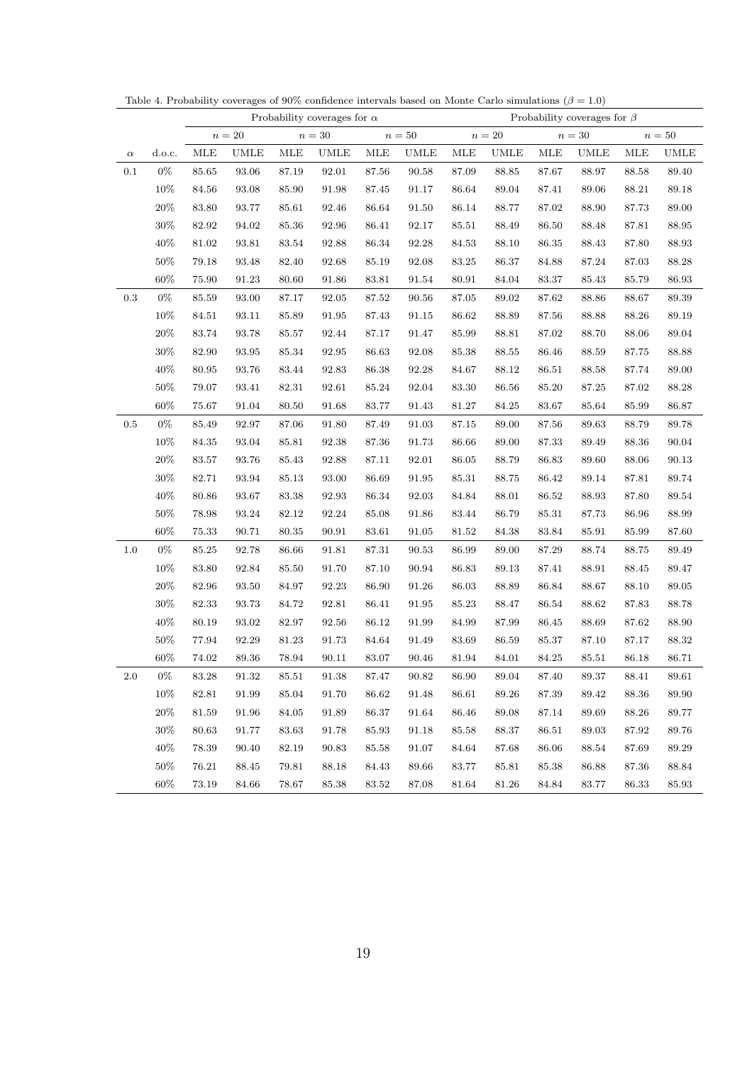Table 4. Probability coverages of 90% confidence intervals based on Monte Carlo simulations ($\beta = 1.0$)

| | | Probability coverages for $\alpha$ | | | | | | Probability coverages for $\beta$ | | | | | |
|---|---|---|---|---|---|---|---|---|---|---|---|---|---|
| | | $n = 20$ | | $n = 30$ | | $n = 50$ | | $n = 20$ | | $n = 30$ | | $n = 50$ | |
| $\alpha$ | d.o.c. | MLE | UMLE | MLE | UMLE | MLE | UMLE | MLE | UMLE | MLE | UMLE | MLE | UMLE |
| 0.1 | 0% | 85.65 | 93.06 | 87.19 | 92.01 | 87.56 | 90.58 | 87.09 | 88.85 | 87.67 | 88.97 | 88.58 | 89.40 |
| | 10% | 84.56 | 93.08 | 85.90 | 91.98 | 87.45 | 91.17 | 86.64 | 89.04 | 87.41 | 89.06 | 88.21 | 89.18 |
| | 20% | 83.80 | 93.77 | 85.61 | 92.46 | 86.64 | 91.50 | 86.14 | 88.77 | 87.02 | 88.90 | 87.73 | 89.00 |
| | 30% | 82.92 | 94.02 | 85.36 | 92.96 | 86.41 | 92.17 | 85.51 | 88.49 | 86.50 | 88.48 | 87.81 | 88.95 |
| | 40% | 81.02 | 93.81 | 83.54 | 92.88 | 86.34 | 92.28 | 84.53 | 88.10 | 86.35 | 88.43 | 87.80 | 88.93 |
| | 50% | 79.18 | 93.48 | 82.40 | 92.68 | 85.19 | 92.08 | 83.25 | 86.37 | 84.88 | 87.24 | 87.03 | 88.28 |
| | 60% | 75.90 | 91.23 | 80.60 | 91.86 | 83.81 | 91.54 | 80.91 | 84.04 | 83.37 | 85.43 | 85.79 | 86.93 |
| 0.3 | 0% | 85.59 | 93.00 | 87.17 | 92.05 | 87.52 | 90.56 | 87.05 | 89.02 | 87.62 | 88.86 | 88.67 | 89.39 |
| | 10% | 84.51 | 93.11 | 85.89 | 91.95 | 87.43 | 91.15 | 86.62 | 88.89 | 87.56 | 88.88 | 88.26 | 89.19 |
| | 20% | 83.74 | 93.78 | 85.57 | 92.44 | 87.17 | 91.47 | 85.99 | 88.81 | 87.02 | 88.70 | 88.06 | 89.04 |
| | 30% | 82.90 | 93.95 | 85.34 | 92.95 | 86.63 | 92.08 | 85.38 | 88.55 | 86.46 | 88.59 | 87.75 | 88.88 |
| | 40% | 80.95 | 93.76 | 83.44 | 92.83 | 86.38 | 92.28 | 84.67 | 88.12 | 86.51 | 88.58 | 87.74 | 89.00 |
| | 50% | 79.07 | 93.41 | 82.31 | 92.61 | 85.24 | 92.04 | 83.30 | 86.56 | 85.20 | 87.25 | 87.02 | 88.28 |
| | 60% | 75.67 | 91.04 | 80.50 | 91.68 | 83.77 | 91.43 | 81.27 | 84.25 | 83.67 | 85.64 | 85.99 | 86.87 |
| 0.5 | 0% | 85.49 | 92.97 | 87.06 | 91.80 | 87.49 | 91.03 | 87.15 | 89.00 | 87.56 | 89.63 | 88.79 | 89.78 |
| | 10% | 84.35 | 93.04 | 85.81 | 92.38 | 87.36 | 91.73 | 86.66 | 89.00 | 87.33 | 89.49 | 88.36 | 90.04 |
| | 20% | 83.57 | 93.76 | 85.43 | 92.88 | 87.11 | 92.01 | 86.05 | 88.79 | 86.83 | 89.60 | 88.06 | 90.13 |
| | 30% | 82.71 | 93.94 | 85.13 | 93.00 | 86.69 | 91.95 | 85.31 | 88.75 | 86.42 | 89.14 | 87.81 | 89.74 |
| | 40% | 80.86 | 93.67 | 83.38 | 92.93 | 86.34 | 92.03 | 84.84 | 88.01 | 86.52 | 88.93 | 87.80 | 89.54 |
| | 50% | 78.98 | 93.24 | 82.12 | 92.24 | 85.08 | 91.86 | 83.44 | 86.79 | 85.31 | 87.73 | 86.96 | 88.99 |
| | 60% | 75.33 | 90.71 | 80.35 | 90.91 | 83.61 | 91.05 | 81.52 | 84.38 | 83.84 | 85.91 | 85.99 | 87.60 |
| 1.0 | 0% | 85.25 | 92.78 | 86.66 | 91.81 | 87.31 | 90.53 | 86.99 | 89.00 | 87.29 | 88.74 | 88.75 | 89.49 |
| | 10% | 83.80 | 92.84 | 85.50 | 91.70 | 87.10 | 90.94 | 86.83 | 89.13 | 87.41 | 88.91 | 88.45 | 89.47 |
| | 20% | 82.96 | 93.50 | 84.97 | 92.23 | 86.90 | 91.26 | 86.03 | 88.89 | 86.84 | 88.67 | 88.10 | 89.05 |
| | 30% | 82.33 | 93.73 | 84.72 | 92.81 | 86.41 | 91.95 | 85.23 | 88.47 | 86.54 | 88.62 | 87.83 | 88.78 |
| | 40% | 80.19 | 93.02 | 82.97 | 92.56 | 86.12 | 91.99 | 84.99 | 87.99 | 86.45 | 88.69 | 87.62 | 88.90 |
| | 50% | 77.94 | 92.29 | 81.23 | 91.73 | 84.64 | 91.49 | 83.69 | 86.59 | 85.37 | 87.10 | 87.17 | 88.32 |
| | 60% | 74.02 | 89.36 | 78.94 | 90.11 | 83.07 | 90.46 | 81.94 | 84.01 | 84.25 | 85.51 | 86.18 | 86.71 |
| 2.0 | 0% | 83.28 | 91.32 | 85.51 | 91.38 | 87.47 | 90.82 | 86.90 | 89.04 | 87.40 | 89.37 | 88.41 | 89.61 |
| | 10% | 82.81 | 91.99 | 85.04 | 91.70 | 86.62 | 91.48 | 86.61 | 89.26 | 87.39 | 89.42 | 88.36 | 89.90 |
| | 20% | 81.59 | 91.96 | 84.05 | 91.89 | 86.37 | 91.64 | 86.46 | 89.08 | 87.14 | 89.69 | 88.26 | 89.77 |
| | 30% | 80.63 | 91.77 | 83.63 | 91.78 | 85.93 | 91.18 | 85.58 | 88.37 | 86.51 | 89.03 | 87.92 | 89.76 |
| | 40% | 78.39 | 90.40 | 82.19 | 90.83 | 85.58 | 91.07 | 84.64 | 87.68 | 86.06 | 88.54 | 87.69 | 89.29 |
| | 50% | 76.21 | 88.45 | 79.81 | 88.18 | 84.43 | 89.66 | 83.77 | 85.81 | 85.38 | 86.88 | 87.36 | 88.84 |
| | 60% | 73.19 | 84.66 | 78.67 | 85.38 | 83.52 | 87.08 | 81.64 | 81.26 | 84.84 | 83.77 | 86.33 | 85.93 |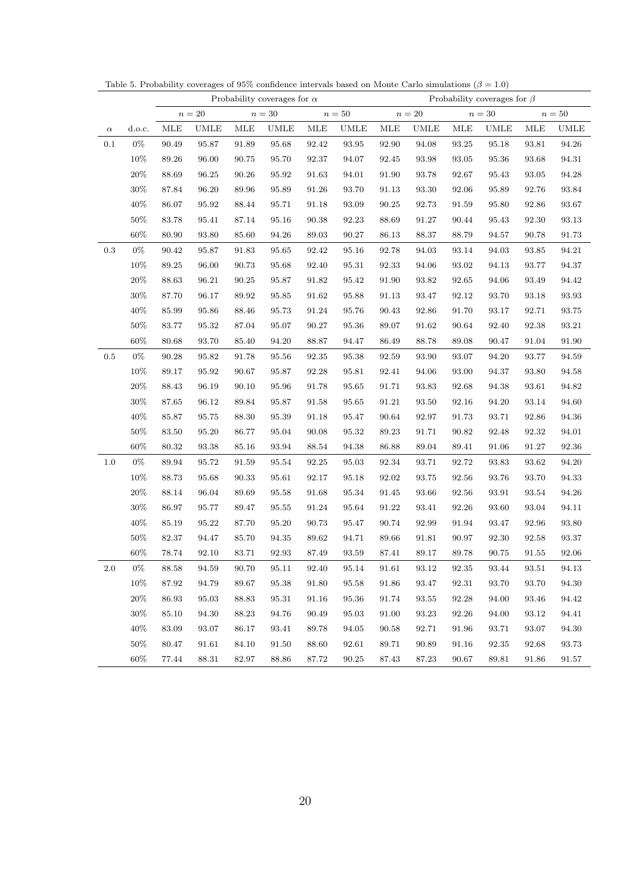Table 5. Probability coverages of 95% confidence intervals based on Monte Carlo simulations ($\beta = 1.0$)

| | | Probability coverages for $\alpha$ | | | | | | Probability coverages for $\beta$ | | | | | |
|---|---|---|---|---|---|---|---|---|---|---|---|---|---|
| | | $n = 20$ | | $n = 30$ | | $n = 50$ | | $n = 20$ | | $n = 30$ | | $n = 50$ | |
| $\alpha$ | d.o.c. | MLE | UMLE | MLE | UMLE | MLE | UMLE | MLE | UMLE | MLE | UMLE | MLE | UMLE |
| 0.1 | 0% | 90.49 | 95.87 | 91.89 | 95.68 | 92.42 | 93.95 | 92.90 | 94.08 | 93.25 | 95.18 | 93.81 | 94.26 |
| | 10% | 89.26 | 96.00 | 90.75 | 95.70 | 92.37 | 94.07 | 92.45 | 93.98 | 93.05 | 95.36 | 93.68 | 94.31 |
| | 20% | 88.69 | 96.25 | 90.26 | 95.92 | 91.63 | 94.01 | 91.90 | 93.78 | 92.67 | 95.43 | 93.05 | 94.28 |
| | 30% | 87.84 | 96.20 | 89.96 | 95.89 | 91.26 | 93.70 | 91.13 | 93.30 | 92.06 | 95.89 | 92.76 | 93.84 |
| | 40% | 86.07 | 95.92 | 88.44 | 95.71 | 91.18 | 93.09 | 90.25 | 92.73 | 91.59 | 95.80 | 92.86 | 93.67 |
| | 50% | 83.78 | 95.41 | 87.14 | 95.16 | 90.38 | 92.23 | 88.69 | 91.27 | 90.44 | 95.43 | 92.30 | 93.13 |
| | 60% | 80.90 | 93.80 | 85.60 | 94.26 | 89.03 | 90.27 | 86.13 | 88.37 | 88.79 | 94.57 | 90.78 | 91.73 |
| 0.3 | 0% | 90.42 | 95.87 | 91.83 | 95.65 | 92.42 | 95.16 | 92.78 | 94.03 | 93.14 | 94.03 | 93.85 | 94.21 |
| | 10% | 89.25 | 96.00 | 90.73 | 95.68 | 92.40 | 95.31 | 92.33 | 94.06 | 93.02 | 94.13 | 93.77 | 94.37 |
| | 20% | 88.63 | 96.21 | 90.25 | 95.87 | 91.82 | 95.42 | 91.90 | 93.82 | 92.65 | 94.06 | 93.49 | 94.42 |
| | 30% | 87.70 | 96.17 | 89.92 | 95.85 | 91.62 | 95.88 | 91.13 | 93.47 | 92.12 | 93.70 | 93.18 | 93.93 |
| | 40% | 85.99 | 95.86 | 88.46 | 95.73 | 91.24 | 95.76 | 90.43 | 92.86 | 91.70 | 93.17 | 92.71 | 93.75 |
| | 50% | 83.77 | 95.32 | 87.04 | 95.07 | 90.27 | 95.36 | 89.07 | 91.62 | 90.64 | 92.40 | 92.38 | 93.21 |
| | 60% | 80.68 | 93.70 | 85.40 | 94.20 | 88.87 | 94.47 | 86.49 | 88.78 | 89.08 | 90.47 | 91.04 | 91.90 |
| 0.5 | 0% | 90.28 | 95.82 | 91.78 | 95.56 | 92.35 | 95.38 | 92.59 | 93.90 | 93.07 | 94.20 | 93.77 | 94.59 |
| | 10% | 89.17 | 95.92 | 90.67 | 95.87 | 92.28 | 95.81 | 92.41 | 94.06 | 93.00 | 94.37 | 93.80 | 94.58 |
| | 20% | 88.43 | 96.19 | 90.10 | 95.96 | 91.78 | 95.65 | 91.71 | 93.83 | 92.68 | 94.38 | 93.61 | 94.82 |
| | 30% | 87.65 | 96.12 | 89.84 | 95.87 | 91.58 | 95.65 | 91.21 | 93.50 | 92.16 | 94.20 | 93.14 | 94.60 |
| | 40% | 85.87 | 95.75 | 88.30 | 95.39 | 91.18 | 95.47 | 90.64 | 92.97 | 91.73 | 93.71 | 92.86 | 94.36 |
| | 50% | 83.50 | 95.20 | 86.77 | 95.04 | 90.08 | 95.32 | 89.23 | 91.71 | 90.82 | 92.48 | 92.32 | 94.01 |
| | 60% | 80.32 | 93.38 | 85.16 | 93.94 | 88.54 | 94.38 | 86.88 | 89.04 | 89.41 | 91.06 | 91.27 | 92.36 |
| 1.0 | 0% | 89.94 | 95.72 | 91.59 | 95.54 | 92.25 | 95.03 | 92.34 | 93.71 | 92.72 | 93.83 | 93.62 | 94.20 |
| | 10% | 88.73 | 95.68 | 90.33 | 95.61 | 92.17 | 95.18 | 92.02 | 93.75 | 92.56 | 93.76 | 93.70 | 94.33 |
| | 20% | 88.14 | 96.04 | 89.69 | 95.58 | 91.68 | 95.34 | 91.45 | 93.66 | 92.56 | 93.91 | 93.54 | 94.26 |
| | 30% | 86.97 | 95.77 | 89.47 | 95.55 | 91.24 | 95.64 | 91.22 | 93.41 | 92.26 | 93.60 | 93.04 | 94.11 |
| | 40% | 85.19 | 95.22 | 87.70 | 95.20 | 90.73 | 95.47 | 90.74 | 92.99 | 91.94 | 93.47 | 92.96 | 93.80 |
| | 50% | 82.37 | 94.47 | 85.70 | 94.35 | 89.62 | 94.71 | 89.66 | 91.81 | 90.97 | 92.30 | 92.58 | 93.37 |
| | 60% | 78.74 | 92.10 | 83.71 | 92.93 | 87.49 | 93.59 | 87.41 | 89.17 | 89.78 | 90.75 | 91.55 | 92.06 |
| 2.0 | 0% | 88.58 | 94.59 | 90.70 | 95.11 | 92.40 | 95.14 | 91.61 | 93.12 | 92.35 | 93.44 | 93.51 | 94.13 |
| | 10% | 87.92 | 94.79 | 89.67 | 95.38 | 91.80 | 95.58 | 91.86 | 93.47 | 92.31 | 93.70 | 93.70 | 94.30 |
| | 20% | 86.93 | 95.03 | 88.83 | 95.31 | 91.16 | 95.36 | 91.74 | 93.55 | 92.28 | 94.00 | 93.46 | 94.42 |
| | 30% | 85.10 | 94.30 | 88.23 | 94.76 | 90.49 | 95.03 | 91.00 | 93.23 | 92.26 | 94.00 | 93.12 | 94.41 |
| | 40% | 83.09 | 93.07 | 86.17 | 93.41 | 89.78 | 94.05 | 90.58 | 92.71 | 91.96 | 93.71 | 93.07 | 94.30 |
| | 50% | 80.47 | 91.61 | 84.10 | 91.50 | 88.60 | 92.61 | 89.71 | 90.89 | 91.16 | 92.35 | 92.68 | 93.73 |
| | 60% | 77.44 | 88.31 | 82.97 | 88.86 | 87.72 | 90.25 | 87.43 | 87.23 | 90.67 | 89.81 | 91.86 | 91.57 |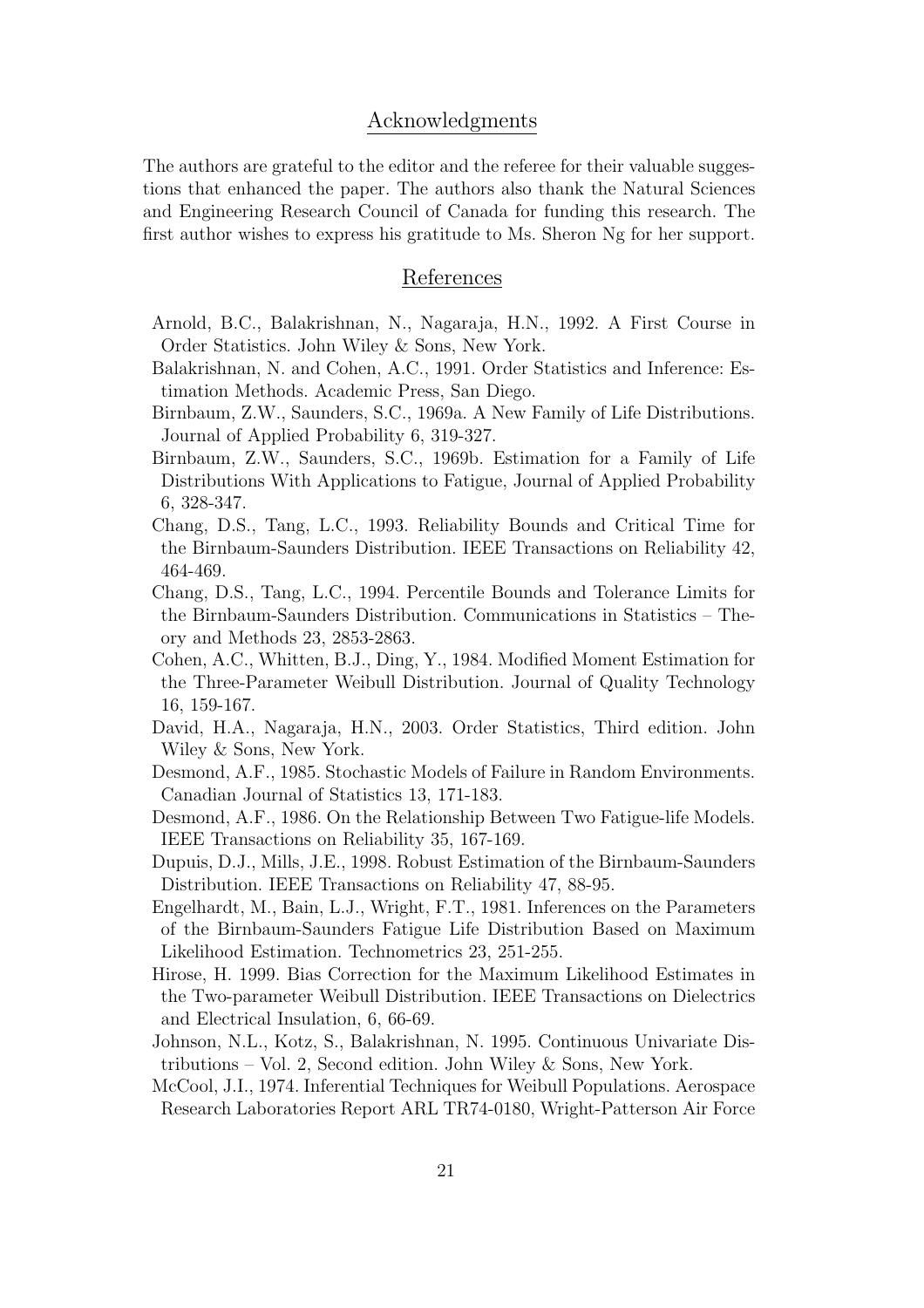## Acknowledgments

The authors are grateful to the editor and the referee for their valuable suggestions that enhanced the paper. The authors also thank the Natural Sciences and Engineering Research Council of Canada for funding this research. The first author wishes to express his gratitude to Ms. Sheron Ng for her support.

## References

Arnold, B.C., Balakrishnan, N., Nagaraja, H.N., 1992. A First Course in Order Statistics. John Wiley & Sons, New York.

Balakrishnan, N. and Cohen, A.C., 1991. Order Statistics and Inference: Estimation Methods. Academic Press, San Diego.

Birnbaum, Z.W., Saunders, S.C., 1969a. A New Family of Life Distributions. Journal of Applied Probability 6, 319-327.

Birnbaum, Z.W., Saunders, S.C., 1969b. Estimation for a Family of Life Distributions With Applications to Fatigue, Journal of Applied Probability 6, 328-347.

Chang, D.S., Tang, L.C., 1993. Reliability Bounds and Critical Time for the Birnbaum-Saunders Distribution. IEEE Transactions on Reliability 42, 464-469.

Chang, D.S., Tang, L.C., 1994. Percentile Bounds and Tolerance Limits for the Birnbaum-Saunders Distribution. Communications in Statistics – Theory and Methods 23, 2853-2863.

Cohen, A.C., Whitten, B.J., Ding, Y., 1984. Modified Moment Estimation for the Three-Parameter Weibull Distribution. Journal of Quality Technology 16, 159-167.

David, H.A., Nagaraja, H.N., 2003. Order Statistics, Third edition. John Wiley & Sons, New York.

Desmond, A.F., 1985. Stochastic Models of Failure in Random Environments. Canadian Journal of Statistics 13, 171-183.

Desmond, A.F., 1986. On the Relationship Between Two Fatigue-life Models. IEEE Transactions on Reliability 35, 167-169.

Dupuis, D.J., Mills, J.E., 1998. Robust Estimation of the Birnbaum-Saunders Distribution. IEEE Transactions on Reliability 47, 88-95.

Engelhardt, M., Bain, L.J., Wright, F.T., 1981. Inferences on the Parameters of the Birnbaum-Saunders Fatigue Life Distribution Based on Maximum Likelihood Estimation. Technometrics 23, 251-255.

Hirose, H. 1999. Bias Correction for the Maximum Likelihood Estimates in the Two-parameter Weibull Distribution. IEEE Transactions on Dielectrics and Electrical Insulation, 6, 66-69.

Johnson, N.L., Kotz, S., Balakrishnan, N. 1995. Continuous Univariate Distributions – Vol. 2, Second edition. John Wiley & Sons, New York.

McCool, J.I., 1974. Inferential Techniques for Weibull Populations. Aerospace Research Laboratories Report ARL TR74-0180, Wright-Patterson Air Force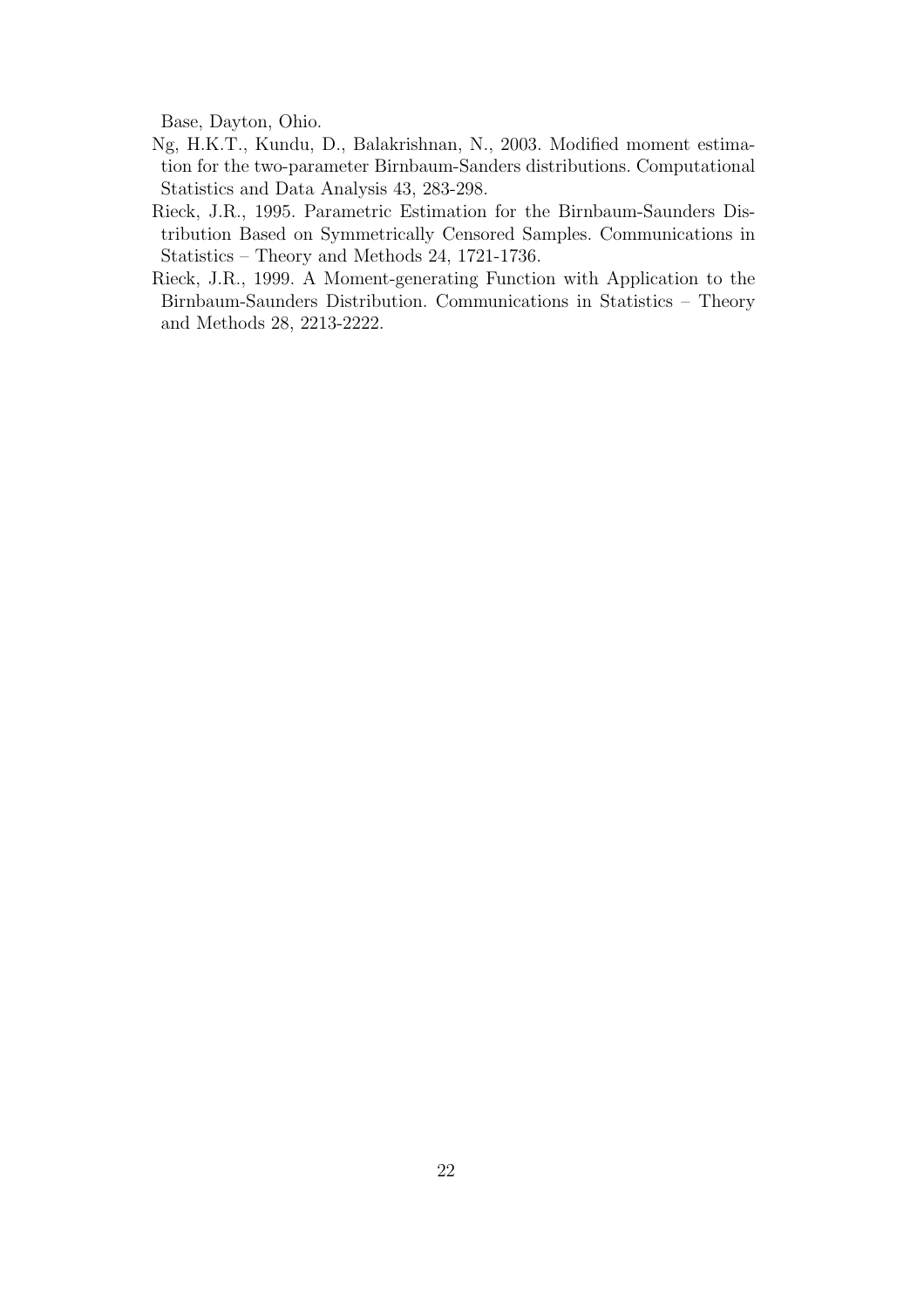Base, Dayton, Ohio.

Ng, H.K.T., Kundu, D., Balakrishnan, N., 2003. Modified moment estimation for the two-parameter Birnbaum-Sanders distributions. Computational Statistics and Data Analysis 43, 283-298.

Rieck, J.R., 1995. Parametric Estimation for the Birnbaum-Saunders Distribution Based on Symmetrically Censored Samples. Communications in Statistics – Theory and Methods 24, 1721-1736.

Rieck, J.R., 1999. A Moment-generating Function with Application to the Birnbaum-Saunders Distribution. Communications in Statistics – Theory and Methods 28, 2213-2222.